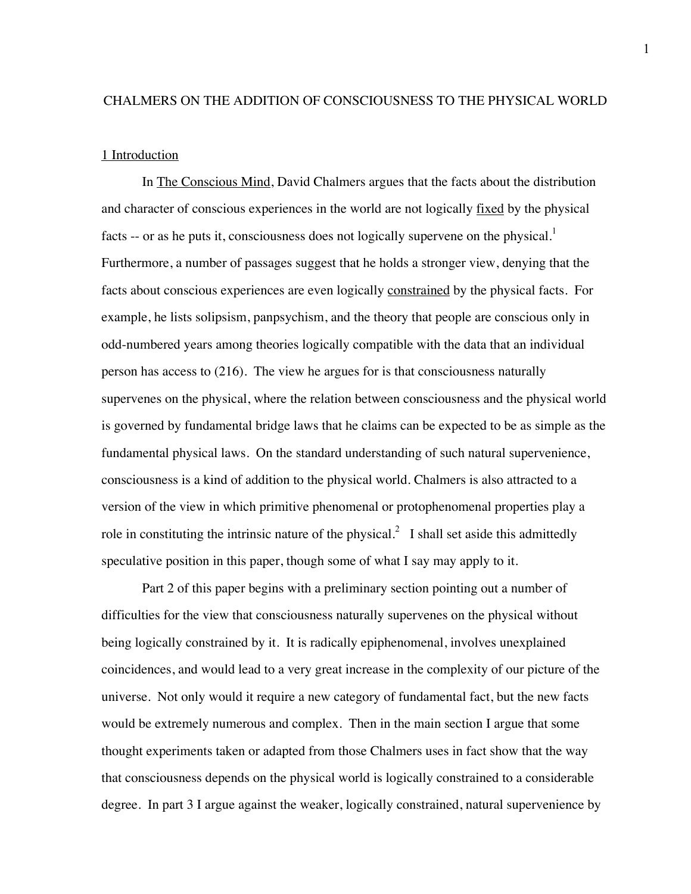# CHALMERS ON THE ADDITION OF CONSCIOUSNESS TO THE PHYSICAL WORLD

## 1 Introduction

In The Conscious Mind, David Chalmers argues that the facts about the distribution and character of conscious experiences in the world are not logically fixed by the physical facts -- or as he puts it, consciousness does not logically supervene on the physical.[1] Furthermore, a number of passages suggest that he holds a stronger view, denying that the facts about conscious experiences are even logically constrained by the physical facts. For example, he lists solipsism, panpsychism, and the theory that people are conscious only in odd-numbered years among theories logically compatible with the data that an individual person has access to (216). The view he argues for is that consciousness naturally supervenes on the physical, where the relation between consciousness and the physical world is governed by fundamental bridge laws that he claims can be expected to be as simple as the fundamental physical laws. On the standard understanding of such natural supervenience, consciousness is a kind of addition to the physical world. Chalmers is also attracted to a version of the view in which primitive phenomenal or protophenomenal properties play a role in constituting the intrinsic nature of the physical.[2] I shall set aside this admittedly speculative position in this paper, though some of what I say may apply to it.

Part 2 of this paper begins with a preliminary section pointing out a number of difficulties for the view that consciousness naturally supervenes on the physical without being logically constrained by it. It is radically epiphenomenal, involves unexplained coincidences, and would lead to a very great increase in the complexity of our picture of the universe. Not only would it require a new category of fundamental fact, but the new facts would be extremely numerous and complex. Then in the main section I argue that some thought experiments taken or adapted from those Chalmers uses in fact show that the way that consciousness depends on the physical world is logically constrained to a considerable degree. In part 3 I argue against the weaker, logically constrained, natural supervenience by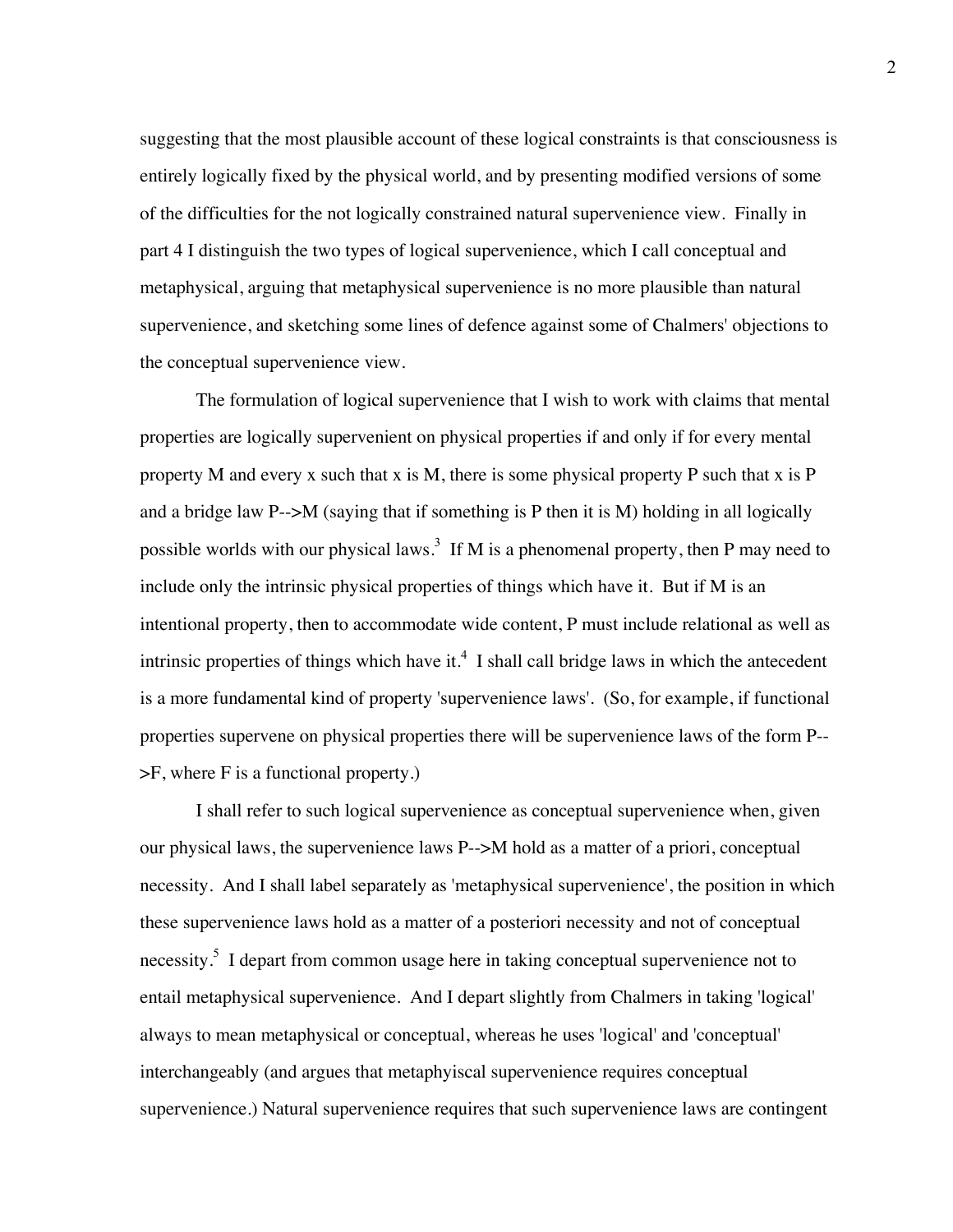suggesting that the most plausible account of these logical constraints is that consciousness is entirely logically fixed by the physical world, and by presenting modified versions of some of the difficulties for the not logically constrained natural supervenience view. Finally in part 4 I distinguish the two types of logical supervenience, which I call conceptual and metaphysical, arguing that metaphysical supervenience is no more plausible than natural supervenience, and sketching some lines of defence against some of Chalmers' objections to the conceptual supervenience view.

The formulation of logical supervenience that I wish to work with claims that mental properties are logically supervenient on physical properties if and only if for every mental property M and every x such that x is M, there is some physical property P such that x is P and a bridge law P-->M (saying that if something is P then it is M) holding in all logically possible worlds with our physical laws.[3] If M is a phenomenal property, then P may need to include only the intrinsic physical properties of things which have it. But if M is an intentional property, then to accommodate wide content, P must include relational as well as intrinsic properties of things which have it.[4] I shall call bridge laws in which the antecedent is a more fundamental kind of property 'supervenience laws'. (So, for example, if functional properties supervene on physical properties there will be supervenience laws of the form P-->F, where F is a functional property.)

I shall refer to such logical supervenience as conceptual supervenience when, given our physical laws, the supervenience laws P-->M hold as a matter of a priori, conceptual necessity. And I shall label separately as 'metaphysical supervenience', the position in which these supervenience laws hold as a matter of a posteriori necessity and not of conceptual necessity.[5] I depart from common usage here in taking conceptual supervenience not to entail metaphysical supervenience. And I depart slightly from Chalmers in taking 'logical' always to mean metaphysical or conceptual, whereas he uses 'logical' and 'conceptual' interchangeably (and argues that metaphyiscal supervenience requires conceptual supervenience.) Natural supervenience requires that such supervenience laws are contingent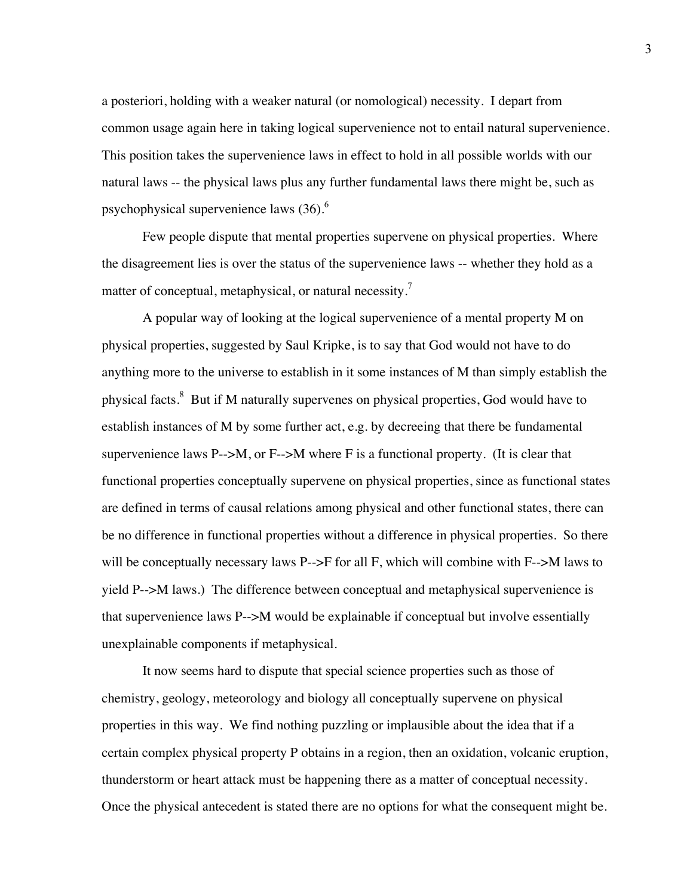a posteriori, holding with a weaker natural (or nomological) necessity. I depart from common usage again here in taking logical supervenience not to entail natural supervenience. This position takes the supervenience laws in effect to hold in all possible worlds with our natural laws -- the physical laws plus any further fundamental laws there might be, such as psychophysical supervenience laws (36).[6]

Few people dispute that mental properties supervene on physical properties. Where the disagreement lies is over the status of the supervenience laws -- whether they hold as a matter of conceptual, metaphysical, or natural necessity.[7]

A popular way of looking at the logical supervenience of a mental property M on physical properties, suggested by Saul Kripke, is to say that God would not have to do anything more to the universe to establish in it some instances of M than simply establish the physical facts.[8] But if M naturally supervenes on physical properties, God would have to establish instances of M by some further act, e.g. by decreeing that there be fundamental supervenience laws P-->M, or F-->M where F is a functional property. (It is clear that functional properties conceptually supervene on physical properties, since as functional states are defined in terms of causal relations among physical and other functional states, there can be no difference in functional properties without a difference in physical properties. So there will be conceptually necessary laws P-->F for all F, which will combine with F-->M laws to yield P-->M laws.) The difference between conceptual and metaphysical supervenience is that supervenience laws P-->M would be explainable if conceptual but involve essentially unexplainable components if metaphysical.

It now seems hard to dispute that special science properties such as those of chemistry, geology, meteorology and biology all conceptually supervene on physical properties in this way. We find nothing puzzling or implausible about the idea that if a certain complex physical property P obtains in a region, then an oxidation, volcanic eruption, thunderstorm or heart attack must be happening there as a matter of conceptual necessity. Once the physical antecedent is stated there are no options for what the consequent might be.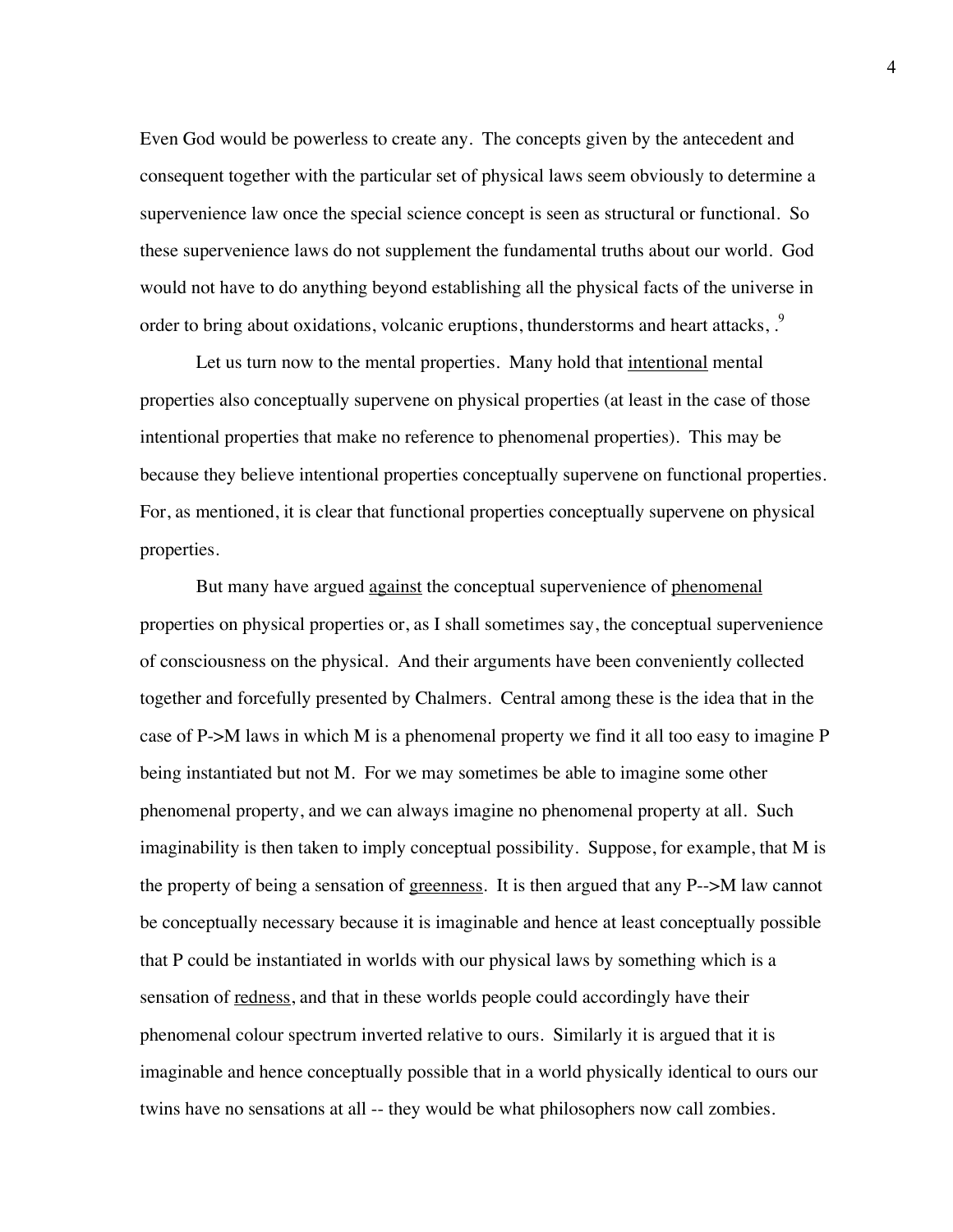Even God would be powerless to create any. The concepts given by the antecedent and consequent together with the particular set of physical laws seem obviously to determine a supervenience law once the special science concept is seen as structural or functional. So these supervenience laws do not supplement the fundamental truths about our world. God would not have to do anything beyond establishing all the physical facts of the universe in order to bring about oxidations, volcanic eruptions, thunderstorms and heart attacks, .[9]

Let us turn now to the mental properties. Many hold that <u>intentional</u> mental properties also conceptually supervene on physical properties (at least in the case of those intentional properties that make no reference to phenomenal properties). This may be because they believe intentional properties conceptually supervene on functional properties. For, as mentioned, it is clear that functional properties conceptually supervene on physical properties.

But many have argued <u>against</u> the conceptual supervenience of <u>phenomenal</u> properties on physical properties or, as I shall sometimes say, the conceptual supervenience of consciousness on the physical. And their arguments have been conveniently collected together and forcefully presented by Chalmers. Central among these is the idea that in the case of P->M laws in which M is a phenomenal property we find it all too easy to imagine P being instantiated but not M. For we may sometimes be able to imagine some other phenomenal property, and we can always imagine no phenomenal property at all. Such imaginability is then taken to imply conceptual possibility. Suppose, for example, that M is the property of being a sensation of <u>greenness</u>. It is then argued that any P-->M law cannot be conceptually necessary because it is imaginable and hence at least conceptually possible that P could be instantiated in worlds with our physical laws by something which is a sensation of <u>redness</u>, and that in these worlds people could accordingly have their phenomenal colour spectrum inverted relative to ours. Similarly it is argued that it is imaginable and hence conceptually possible that in a world physically identical to ours our twins have no sensations at all -- they would be what philosophers now call zombies.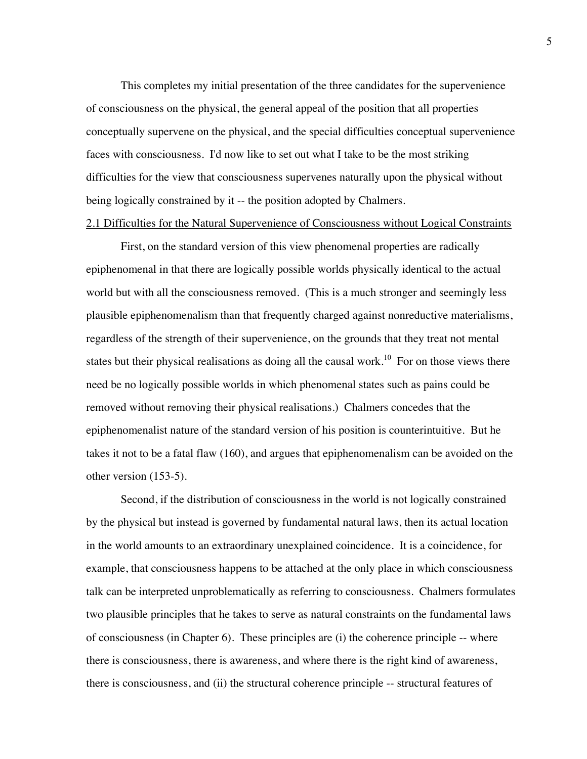This completes my initial presentation of the three candidates for the supervenience of consciousness on the physical, the general appeal of the position that all properties conceptually supervene on the physical, and the special difficulties conceptual supervenience faces with consciousness. I'd now like to set out what I take to be the most striking difficulties for the view that consciousness supervenes naturally upon the physical without being logically constrained by it -- the position adopted by Chalmers.

## 2.1 Difficulties for the Natural Supervenience of Consciousness without Logical Constraints

First, on the standard version of this view phenomenal properties are radically epiphenomenal in that there are logically possible worlds physically identical to the actual world but with all the consciousness removed. (This is a much stronger and seemingly less plausible epiphenomenalism than that frequently charged against nonreductive materialisms, regardless of the strength of their supervenience, on the grounds that they treat not mental states but their physical realisations as doing all the causal work.[10] For on those views there need be no logically possible worlds in which phenomenal states such as pains could be removed without removing their physical realisations.) Chalmers concedes that the epiphenomenalist nature of the standard version of his position is counterintuitive. But he takes it not to be a fatal flaw (160), and argues that epiphenomenalism can be avoided on the other version (153-5).

Second, if the distribution of consciousness in the world is not logically constrained by the physical but instead is governed by fundamental natural laws, then its actual location in the world amounts to an extraordinary unexplained coincidence. It is a coincidence, for example, that consciousness happens to be attached at the only place in which consciousness talk can be interpreted unproblematically as referring to consciousness. Chalmers formulates two plausible principles that he takes to serve as natural constraints on the fundamental laws of consciousness (in Chapter 6). These principles are (i) the coherence principle -- where there is consciousness, there is awareness, and where there is the right kind of awareness, there is consciousness, and (ii) the structural coherence principle -- structural features of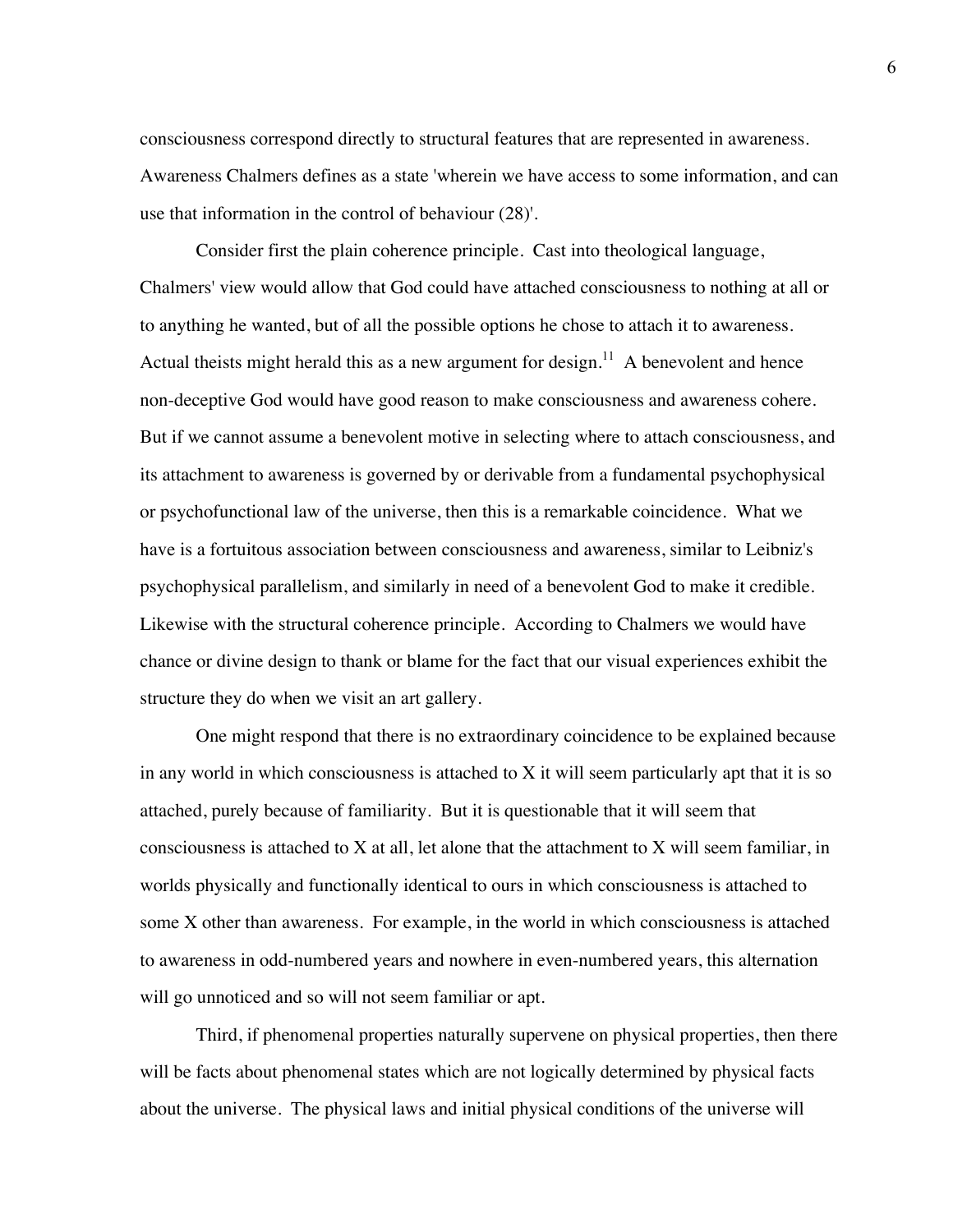consciousness correspond directly to structural features that are represented in awareness. Awareness Chalmers defines as a state 'wherein we have access to some information, and can use that information in the control of behaviour (28)'.

Consider first the plain coherence principle. Cast into theological language, Chalmers' view would allow that God could have attached consciousness to nothing at all or to anything he wanted, but of all the possible options he chose to attach it to awareness. Actual theists might herald this as a new argument for design.[11] A benevolent and hence non-deceptive God would have good reason to make consciousness and awareness cohere. But if we cannot assume a benevolent motive in selecting where to attach consciousness, and its attachment to awareness is governed by or derivable from a fundamental psychophysical or psychofunctional law of the universe, then this is a remarkable coincidence. What we have is a fortuitous association between consciousness and awareness, similar to Leibniz's psychophysical parallelism, and similarly in need of a benevolent God to make it credible. Likewise with the structural coherence principle. According to Chalmers we would have chance or divine design to thank or blame for the fact that our visual experiences exhibit the structure they do when we visit an art gallery.

One might respond that there is no extraordinary coincidence to be explained because in any world in which consciousness is attached to X it will seem particularly apt that it is so attached, purely because of familiarity. But it is questionable that it will seem that consciousness is attached to X at all, let alone that the attachment to X will seem familiar, in worlds physically and functionally identical to ours in which consciousness is attached to some X other than awareness. For example, in the world in which consciousness is attached to awareness in odd-numbered years and nowhere in even-numbered years, this alternation will go unnoticed and so will not seem familiar or apt.

Third, if phenomenal properties naturally supervene on physical properties, then there will be facts about phenomenal states which are not logically determined by physical facts about the universe. The physical laws and initial physical conditions of the universe will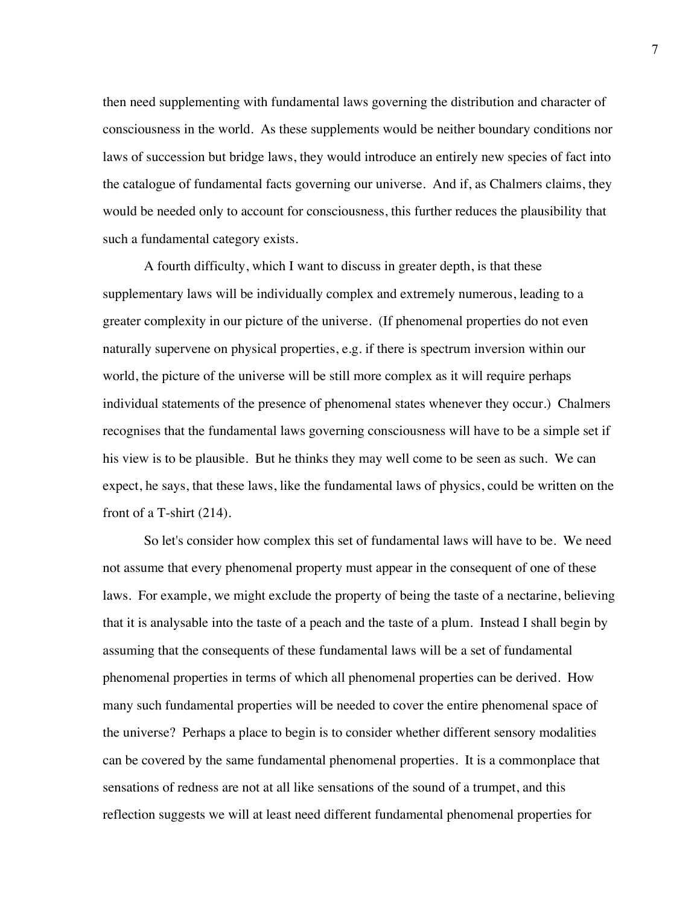then need supplementing with fundamental laws governing the distribution and character of consciousness in the world. As these supplements would be neither boundary conditions nor laws of succession but bridge laws, they would introduce an entirely new species of fact into the catalogue of fundamental facts governing our universe. And if, as Chalmers claims, they would be needed only to account for consciousness, this further reduces the plausibility that such a fundamental category exists.

A fourth difficulty, which I want to discuss in greater depth, is that these supplementary laws will be individually complex and extremely numerous, leading to a greater complexity in our picture of the universe. (If phenomenal properties do not even naturally supervene on physical properties, e.g. if there is spectrum inversion within our world, the picture of the universe will be still more complex as it will require perhaps individual statements of the presence of phenomenal states whenever they occur.) Chalmers recognises that the fundamental laws governing consciousness will have to be a simple set if his view is to be plausible. But he thinks they may well come to be seen as such. We can expect, he says, that these laws, like the fundamental laws of physics, could be written on the front of a T-shirt (214).

So let's consider how complex this set of fundamental laws will have to be. We need not assume that every phenomenal property must appear in the consequent of one of these laws. For example, we might exclude the property of being the taste of a nectarine, believing that it is analysable into the taste of a peach and the taste of a plum. Instead I shall begin by assuming that the consequents of these fundamental laws will be a set of fundamental phenomenal properties in terms of which all phenomenal properties can be derived. How many such fundamental properties will be needed to cover the entire phenomenal space of the universe? Perhaps a place to begin is to consider whether different sensory modalities can be covered by the same fundamental phenomenal properties. It is a commonplace that sensations of redness are not at all like sensations of the sound of a trumpet, and this reflection suggests we will at least need different fundamental phenomenal properties for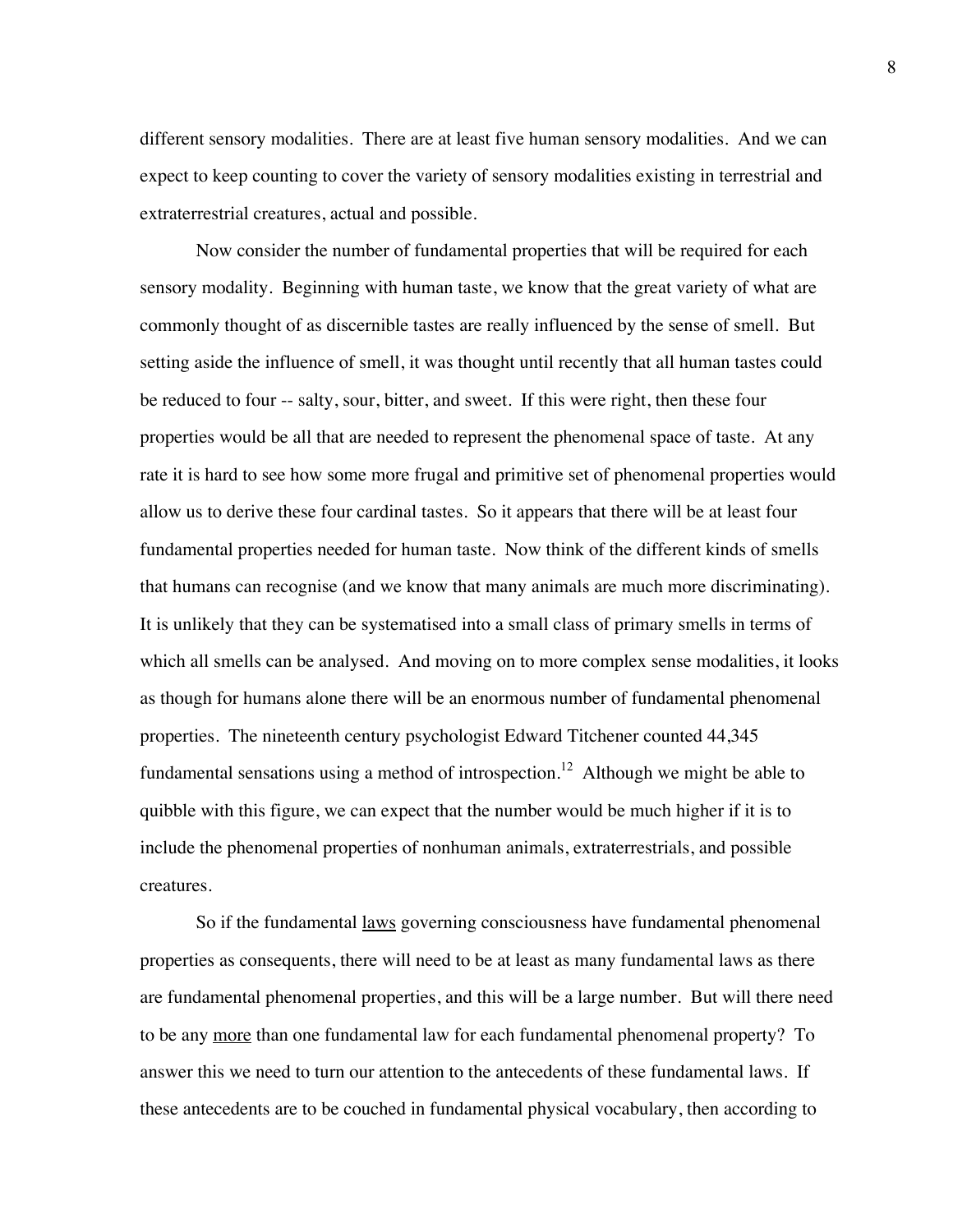different sensory modalities. There are at least five human sensory modalities. And we can expect to keep counting to cover the variety of sensory modalities existing in terrestrial and extraterrestrial creatures, actual and possible.

Now consider the number of fundamental properties that will be required for each sensory modality. Beginning with human taste, we know that the great variety of what are commonly thought of as discernible tastes are really influenced by the sense of smell. But setting aside the influence of smell, it was thought until recently that all human tastes could be reduced to four -- salty, sour, bitter, and sweet. If this were right, then these four properties would be all that are needed to represent the phenomenal space of taste. At any rate it is hard to see how some more frugal and primitive set of phenomenal properties would allow us to derive these four cardinal tastes. So it appears that there will be at least four fundamental properties needed for human taste. Now think of the different kinds of smells that humans can recognise (and we know that many animals are much more discriminating). It is unlikely that they can be systematised into a small class of primary smells in terms of which all smells can be analysed. And moving on to more complex sense modalities, it looks as though for humans alone there will be an enormous number of fundamental phenomenal properties. The nineteenth century psychologist Edward Titchener counted 44,345 fundamental sensations using a method of introspection.[12] Although we might be able to quibble with this figure, we can expect that the number would be much higher if it is to include the phenomenal properties of nonhuman animals, extraterrestrials, and possible creatures.

So if the fundamental <u>laws</u> governing consciousness have fundamental phenomenal properties as consequents, there will need to be at least as many fundamental laws as there are fundamental phenomenal properties, and this will be a large number. But will there need to be any <u>more</u> than one fundamental law for each fundamental phenomenal property? To answer this we need to turn our attention to the antecedents of these fundamental laws. If these antecedents are to be couched in fundamental physical vocabulary, then according to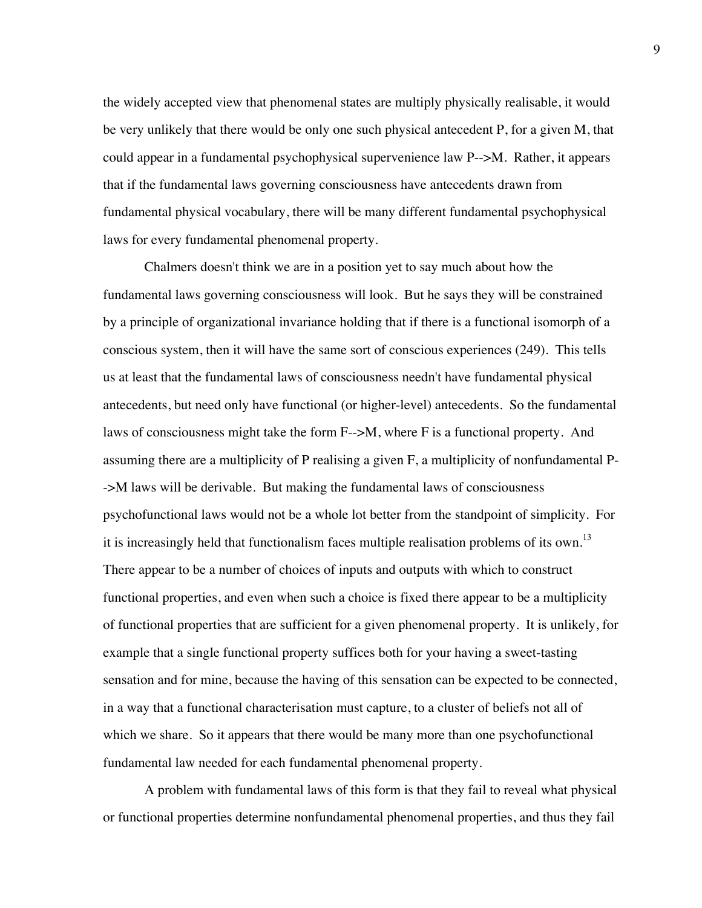the widely accepted view that phenomenal states are multiply physically realisable, it would be very unlikely that there would be only one such physical antecedent P, for a given M, that could appear in a fundamental psychophysical supervenience law P-->M. Rather, it appears that if the fundamental laws governing consciousness have antecedents drawn from fundamental physical vocabulary, there will be many different fundamental psychophysical laws for every fundamental phenomenal property.

Chalmers doesn't think we are in a position yet to say much about how the fundamental laws governing consciousness will look. But he says they will be constrained by a principle of organizational invariance holding that if there is a functional isomorph of a conscious system, then it will have the same sort of conscious experiences (249). This tells us at least that the fundamental laws of consciousness needn't have fundamental physical antecedents, but need only have functional (or higher-level) antecedents. So the fundamental laws of consciousness might take the form F-->M, where F is a functional property. And assuming there are a multiplicity of P realising a given F, a multiplicity of nonfundamental P-->M laws will be derivable. But making the fundamental laws of consciousness psychofunctional laws would not be a whole lot better from the standpoint of simplicity. For it is increasingly held that functionalism faces multiple realisation problems of its own.[13] There appear to be a number of choices of inputs and outputs with which to construct functional properties, and even when such a choice is fixed there appear to be a multiplicity of functional properties that are sufficient for a given phenomenal property. It is unlikely, for example that a single functional property suffices both for your having a sweet-tasting sensation and for mine, because the having of this sensation can be expected to be connected, in a way that a functional characterisation must capture, to a cluster of beliefs not all of which we share. So it appears that there would be many more than one psychofunctional fundamental law needed for each fundamental phenomenal property.

A problem with fundamental laws of this form is that they fail to reveal what physical or functional properties determine nonfundamental phenomenal properties, and thus they fail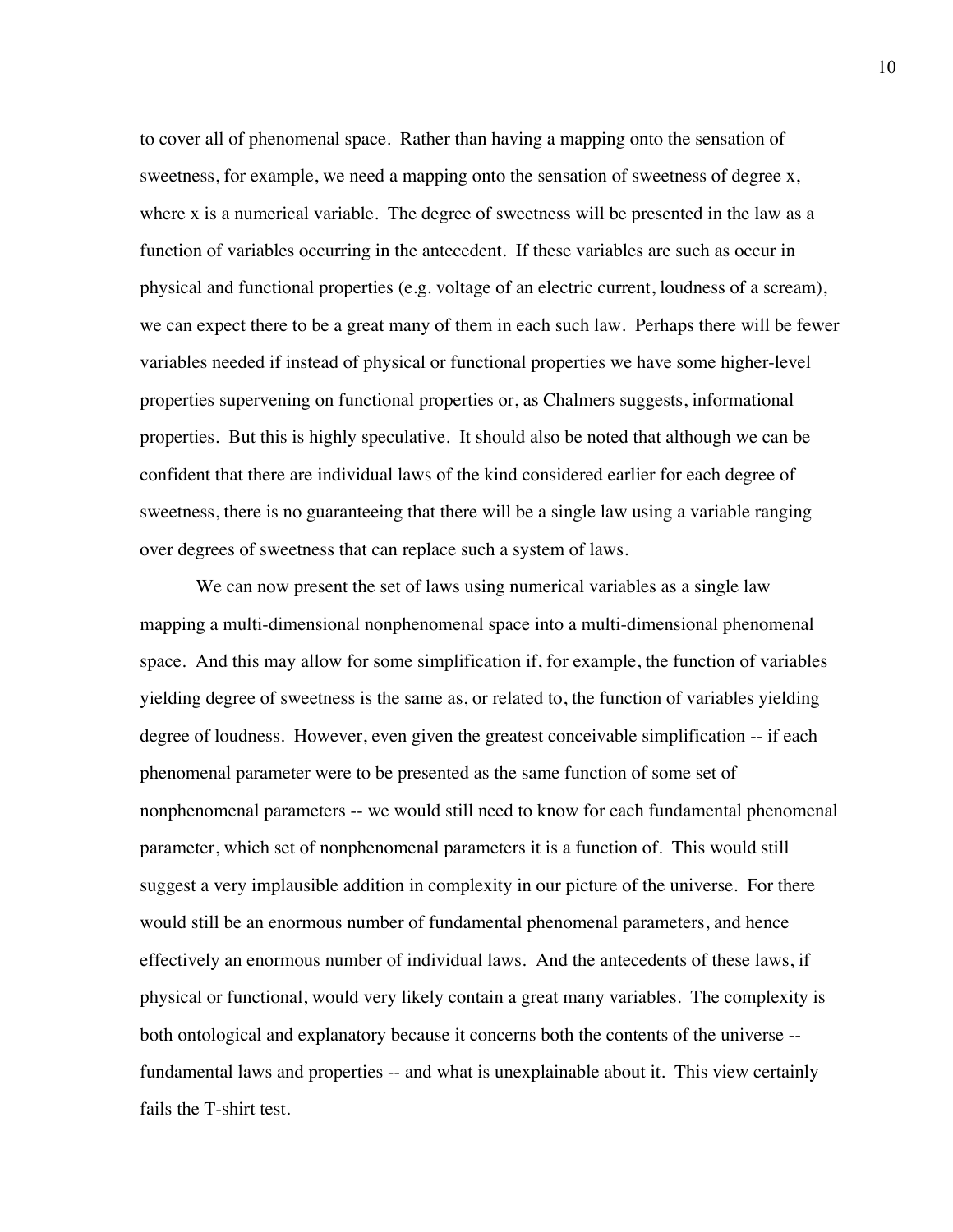to cover all of phenomenal space. Rather than having a mapping onto the sensation of sweetness, for example, we need a mapping onto the sensation of sweetness of degree x, where x is a numerical variable. The degree of sweetness will be presented in the law as a function of variables occurring in the antecedent. If these variables are such as occur in physical and functional properties (e.g. voltage of an electric current, loudness of a scream), we can expect there to be a great many of them in each such law. Perhaps there will be fewer variables needed if instead of physical or functional properties we have some higher-level properties supervening on functional properties or, as Chalmers suggests, informational properties. But this is highly speculative. It should also be noted that although we can be confident that there are individual laws of the kind considered earlier for each degree of sweetness, there is no guaranteeing that there will be a single law using a variable ranging over degrees of sweetness that can replace such a system of laws.

We can now present the set of laws using numerical variables as a single law mapping a multi-dimensional nonphenomenal space into a multi-dimensional phenomenal space. And this may allow for some simplification if, for example, the function of variables yielding degree of sweetness is the same as, or related to, the function of variables yielding degree of loudness. However, even given the greatest conceivable simplification -- if each phenomenal parameter were to be presented as the same function of some set of nonphenomenal parameters -- we would still need to know for each fundamental phenomenal parameter, which set of nonphenomenal parameters it is a function of. This would still suggest a very implausible addition in complexity in our picture of the universe. For there would still be an enormous number of fundamental phenomenal parameters, and hence effectively an enormous number of individual laws. And the antecedents of these laws, if physical or functional, would very likely contain a great many variables. The complexity is both ontological and explanatory because it concerns both the contents of the universe -- fundamental laws and properties -- and what is unexplainable about it. This view certainly fails the T-shirt test.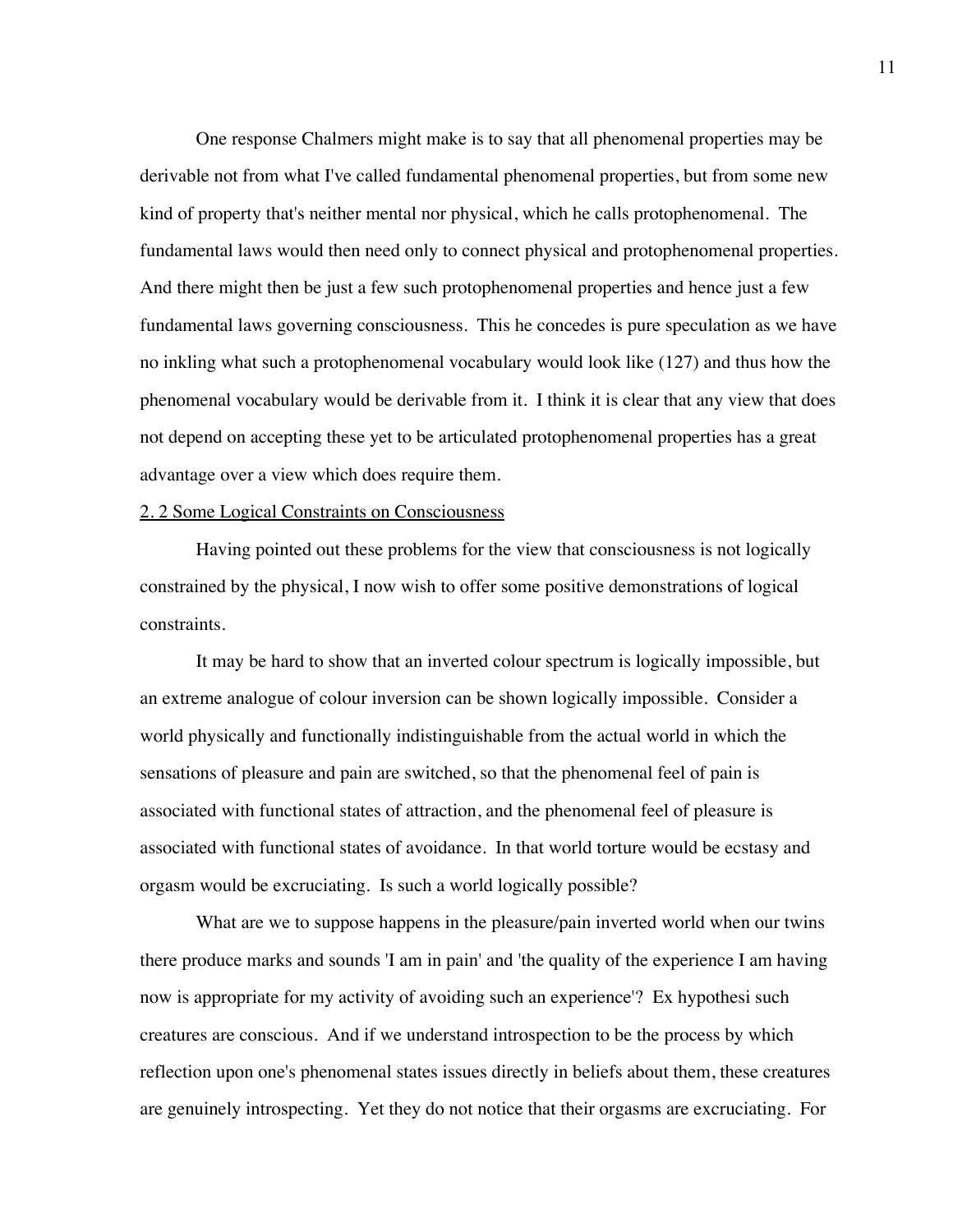One response Chalmers might make is to say that all phenomenal properties may be derivable not from what I've called fundamental phenomenal properties, but from some new kind of property that's neither mental nor physical, which he calls protophenomenal. The fundamental laws would then need only to connect physical and protophenomenal properties. And there might then be just a few such protophenomenal properties and hence just a few fundamental laws governing consciousness. This he concedes is pure speculation as we have no inkling what such a protophenomenal vocabulary would look like (127) and thus how the phenomenal vocabulary would be derivable from it. I think it is clear that any view that does not depend on accepting these yet to be articulated protophenomenal properties has a great advantage over a view which does require them.

## 2. 2 Some Logical Constraints on Consciousness

Having pointed out these problems for the view that consciousness is not logically constrained by the physical, I now wish to offer some positive demonstrations of logical constraints.

It may be hard to show that an inverted colour spectrum is logically impossible, but an extreme analogue of colour inversion can be shown logically impossible. Consider a world physically and functionally indistinguishable from the actual world in which the sensations of pleasure and pain are switched, so that the phenomenal feel of pain is associated with functional states of attraction, and the phenomenal feel of pleasure is associated with functional states of avoidance. In that world torture would be ecstasy and orgasm would be excruciating. Is such a world logically possible?

What are we to suppose happens in the pleasure/pain inverted world when our twins there produce marks and sounds 'I am in pain' and 'the quality of the experience I am having now is appropriate for my activity of avoiding such an experience'? Ex hypothesi such creatures are conscious. And if we understand introspection to be the process by which reflection upon one's phenomenal states issues directly in beliefs about them, these creatures are genuinely introspecting. Yet they do not notice that their orgasms are excruciating. For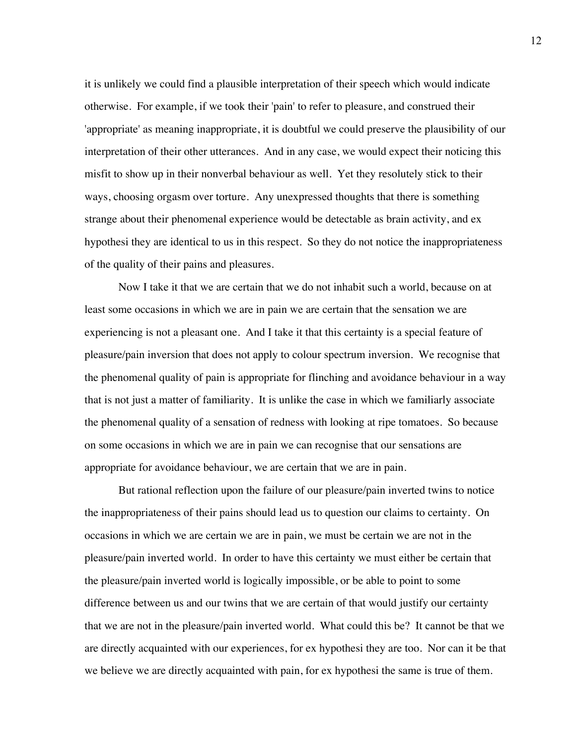it is unlikely we could find a plausible interpretation of their speech which would indicate otherwise. For example, if we took their 'pain' to refer to pleasure, and construed their 'appropriate' as meaning inappropriate, it is doubtful we could preserve the plausibility of our interpretation of their other utterances. And in any case, we would expect their noticing this misfit to show up in their nonverbal behaviour as well. Yet they resolutely stick to their ways, choosing orgasm over torture. Any unexpressed thoughts that there is something strange about their phenomenal experience would be detectable as brain activity, and ex hypothesi they are identical to us in this respect. So they do not notice the inappropriateness of the quality of their pains and pleasures.

Now I take it that we are certain that we do not inhabit such a world, because on at least some occasions in which we are in pain we are certain that the sensation we are experiencing is not a pleasant one. And I take it that this certainty is a special feature of pleasure/pain inversion that does not apply to colour spectrum inversion. We recognise that the phenomenal quality of pain is appropriate for flinching and avoidance behaviour in a way that is not just a matter of familiarity. It is unlike the case in which we familiarly associate the phenomenal quality of a sensation of redness with looking at ripe tomatoes. So because on some occasions in which we are in pain we can recognise that our sensations are appropriate for avoidance behaviour, we are certain that we are in pain.

But rational reflection upon the failure of our pleasure/pain inverted twins to notice the inappropriateness of their pains should lead us to question our claims to certainty. On occasions in which we are certain we are in pain, we must be certain we are not in the pleasure/pain inverted world. In order to have this certainty we must either be certain that the pleasure/pain inverted world is logically impossible, or be able to point to some difference between us and our twins that we are certain of that would justify our certainty that we are not in the pleasure/pain inverted world. What could this be? It cannot be that we are directly acquainted with our experiences, for ex hypothesi they are too. Nor can it be that we believe we are directly acquainted with pain, for ex hypothesi the same is true of them.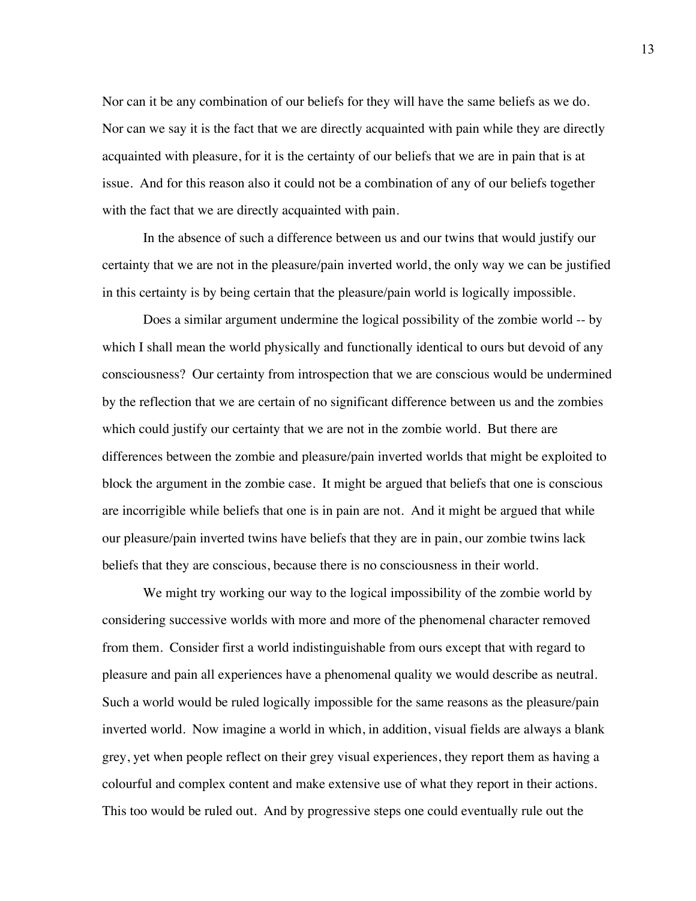Nor can it be any combination of our beliefs for they will have the same beliefs as we do. Nor can we say it is the fact that we are directly acquainted with pain while they are directly acquainted with pleasure, for it is the certainty of our beliefs that we are in pain that is at issue. And for this reason also it could not be a combination of any of our beliefs together with the fact that we are directly acquainted with pain.

In the absence of such a difference between us and our twins that would justify our certainty that we are not in the pleasure/pain inverted world, the only way we can be justified in this certainty is by being certain that the pleasure/pain world is logically impossible.

Does a similar argument undermine the logical possibility of the zombie world -- by which I shall mean the world physically and functionally identical to ours but devoid of any consciousness? Our certainty from introspection that we are conscious would be undermined by the reflection that we are certain of no significant difference between us and the zombies which could justify our certainty that we are not in the zombie world. But there are differences between the zombie and pleasure/pain inverted worlds that might be exploited to block the argument in the zombie case. It might be argued that beliefs that one is conscious are incorrigible while beliefs that one is in pain are not. And it might be argued that while our pleasure/pain inverted twins have beliefs that they are in pain, our zombie twins lack beliefs that they are conscious, because there is no consciousness in their world.

We might try working our way to the logical impossibility of the zombie world by considering successive worlds with more and more of the phenomenal character removed from them. Consider first a world indistinguishable from ours except that with regard to pleasure and pain all experiences have a phenomenal quality we would describe as neutral. Such a world would be ruled logically impossible for the same reasons as the pleasure/pain inverted world. Now imagine a world in which, in addition, visual fields are always a blank grey, yet when people reflect on their grey visual experiences, they report them as having a colourful and complex content and make extensive use of what they report in their actions. This too would be ruled out. And by progressive steps one could eventually rule out the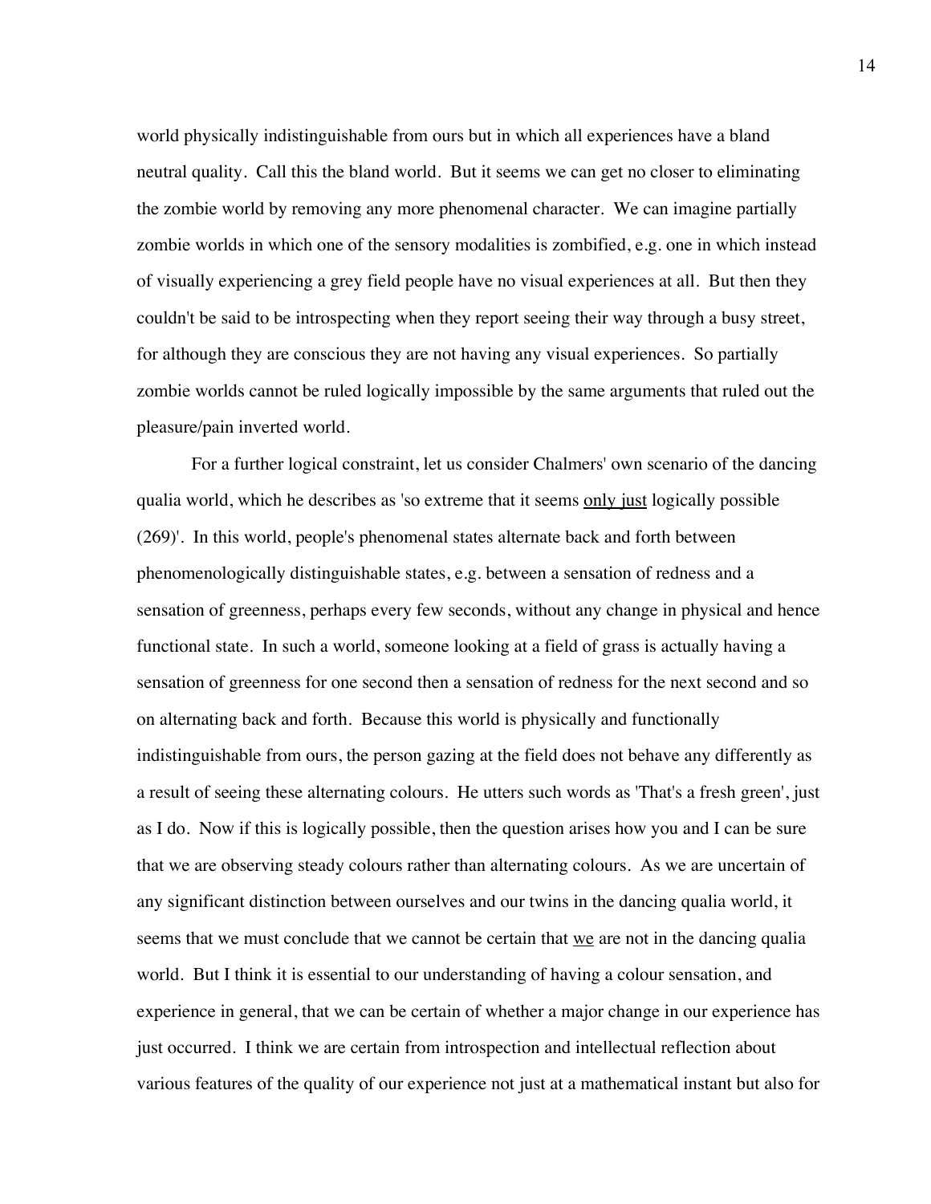world physically indistinguishable from ours but in which all experiences have a bland neutral quality. Call this the bland world. But it seems we can get no closer to eliminating the zombie world by removing any more phenomenal character. We can imagine partially zombie worlds in which one of the sensory modalities is zombified, e.g. one in which instead of visually experiencing a grey field people have no visual experiences at all. But then they couldn't be said to be introspecting when they report seeing their way through a busy street, for although they are conscious they are not having any visual experiences. So partially zombie worlds cannot be ruled logically impossible by the same arguments that ruled out the pleasure/pain inverted world.

For a further logical constraint, let us consider Chalmers' own scenario of the dancing qualia world, which he describes as 'so extreme that it seems <u>only just</u> logically possible (269)'. In this world, people's phenomenal states alternate back and forth between phenomenologically distinguishable states, e.g. between a sensation of redness and a sensation of greenness, perhaps every few seconds, without any change in physical and hence functional state. In such a world, someone looking at a field of grass is actually having a sensation of greenness for one second then a sensation of redness for the next second and so on alternating back and forth. Because this world is physically and functionally indistinguishable from ours, the person gazing at the field does not behave any differently as a result of seeing these alternating colours. He utters such words as 'That's a fresh green', just as I do. Now if this is logically possible, then the question arises how you and I can be sure that we are observing steady colours rather than alternating colours. As we are uncertain of any significant distinction between ourselves and our twins in the dancing qualia world, it seems that we must conclude that we cannot be certain that <u>we</u> are not in the dancing qualia world. But I think it is essential to our understanding of having a colour sensation, and experience in general, that we can be certain of whether a major change in our experience has just occurred. I think we are certain from introspection and intellectual reflection about various features of the quality of our experience not just at a mathematical instant but also for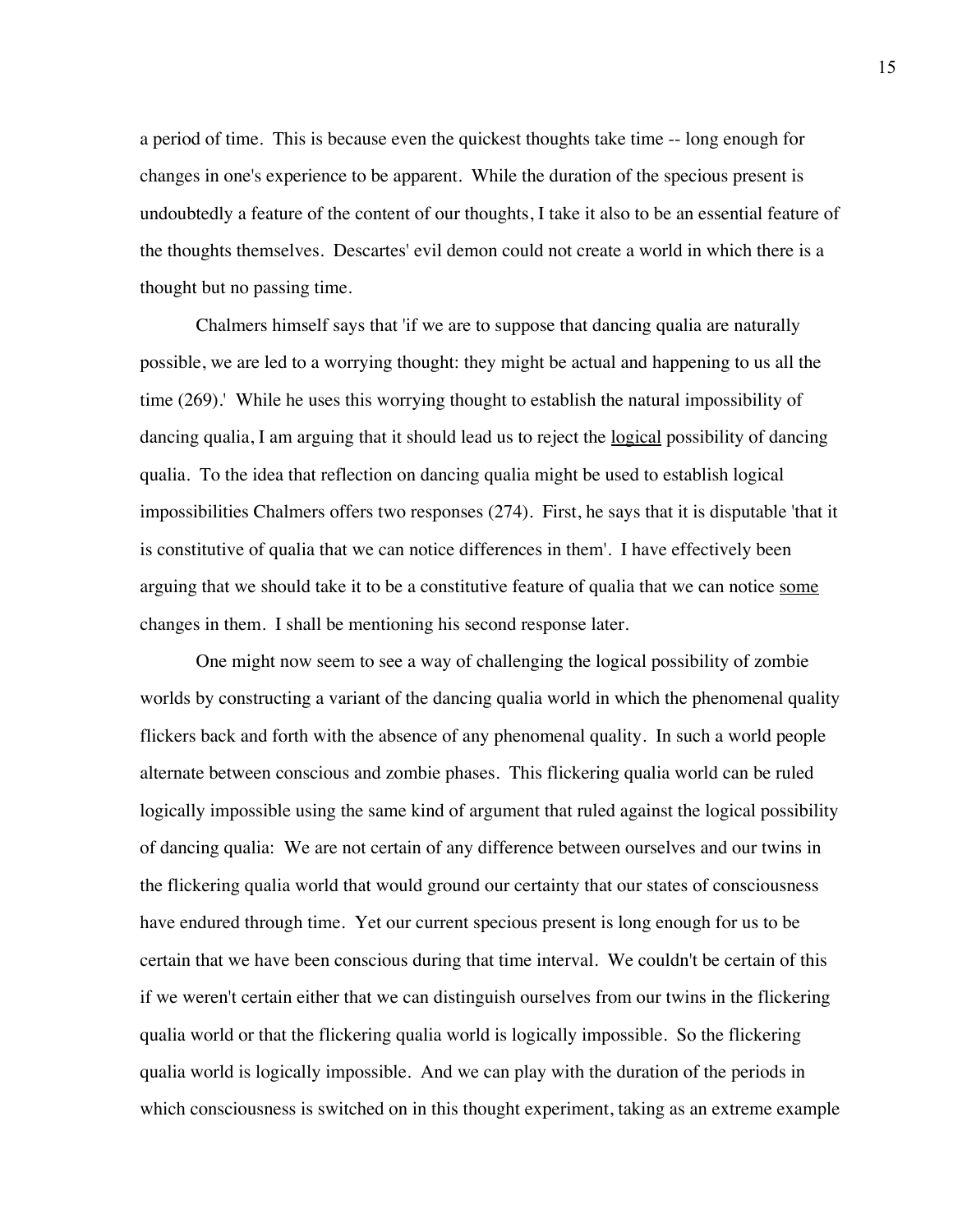a period of time. This is because even the quickest thoughts take time -- long enough for changes in one's experience to be apparent. While the duration of the specious present is undoubtedly a feature of the content of our thoughts, I take it also to be an essential feature of the thoughts themselves. Descartes' evil demon could not create a world in which there is a thought but no passing time.

Chalmers himself says that 'if we are to suppose that dancing qualia are naturally possible, we are led to a worrying thought: they might be actual and happening to us all the time (269).' While he uses this worrying thought to establish the natural impossibility of dancing qualia, I am arguing that it should lead us to reject the <u>logical</u> possibility of dancing qualia. To the idea that reflection on dancing qualia might be used to establish logical impossibilities Chalmers offers two responses (274). First, he says that it is disputable 'that it is constitutive of qualia that we can notice differences in them'. I have effectively been arguing that we should take it to be a constitutive feature of qualia that we can notice <u>some</u> changes in them. I shall be mentioning his second response later.

One might now seem to see a way of challenging the logical possibility of zombie worlds by constructing a variant of the dancing qualia world in which the phenomenal quality flickers back and forth with the absence of any phenomenal quality. In such a world people alternate between conscious and zombie phases. This flickering qualia world can be ruled logically impossible using the same kind of argument that ruled against the logical possibility of dancing qualia: We are not certain of any difference between ourselves and our twins in the flickering qualia world that would ground our certainty that our states of consciousness have endured through time. Yet our current specious present is long enough for us to be certain that we have been conscious during that time interval. We couldn't be certain of this if we weren't certain either that we can distinguish ourselves from our twins in the flickering qualia world or that the flickering qualia world is logically impossible. So the flickering qualia world is logically impossible. And we can play with the duration of the periods in which consciousness is switched on in this thought experiment, taking as an extreme example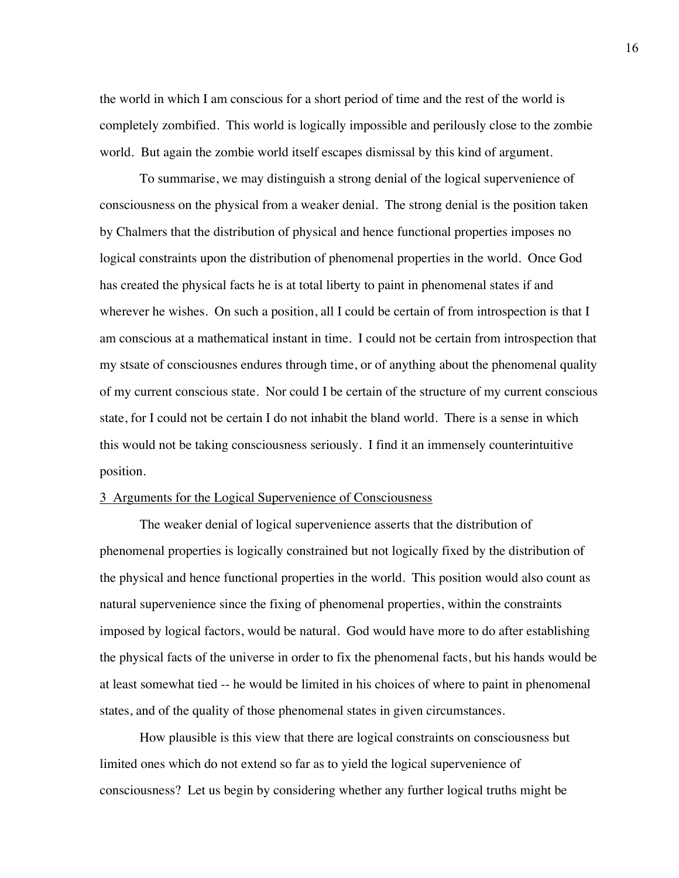the world in which I am conscious for a short period of time and the rest of the world is completely zombified. This world is logically impossible and perilously close to the zombie world. But again the zombie world itself escapes dismissal by this kind of argument.

To summarise, we may distinguish a strong denial of the logical supervenience of consciousness on the physical from a weaker denial. The strong denial is the position taken by Chalmers that the distribution of physical and hence functional properties imposes no logical constraints upon the distribution of phenomenal properties in the world. Once God has created the physical facts he is at total liberty to paint in phenomenal states if and wherever he wishes. On such a position, all I could be certain of from introspection is that I am conscious at a mathematical instant in time. I could not be certain from introspection that my stsate of consciousnes endures through time, or of anything about the phenomenal quality of my current conscious state. Nor could I be certain of the structure of my current conscious state, for I could not be certain I do not inhabit the bland world. There is a sense in which this would not be taking consciousness seriously. I find it an immensely counterintuitive position.

## 3 Arguments for the Logical Supervenience of Consciousness

The weaker denial of logical supervenience asserts that the distribution of phenomenal properties is logically constrained but not logically fixed by the distribution of the physical and hence functional properties in the world. This position would also count as natural supervenience since the fixing of phenomenal properties, within the constraints imposed by logical factors, would be natural. God would have more to do after establishing the physical facts of the universe in order to fix the phenomenal facts, but his hands would be at least somewhat tied -- he would be limited in his choices of where to paint in phenomenal states, and of the quality of those phenomenal states in given circumstances.

How plausible is this view that there are logical constraints on consciousness but limited ones which do not extend so far as to yield the logical supervenience of consciousness? Let us begin by considering whether any further logical truths might be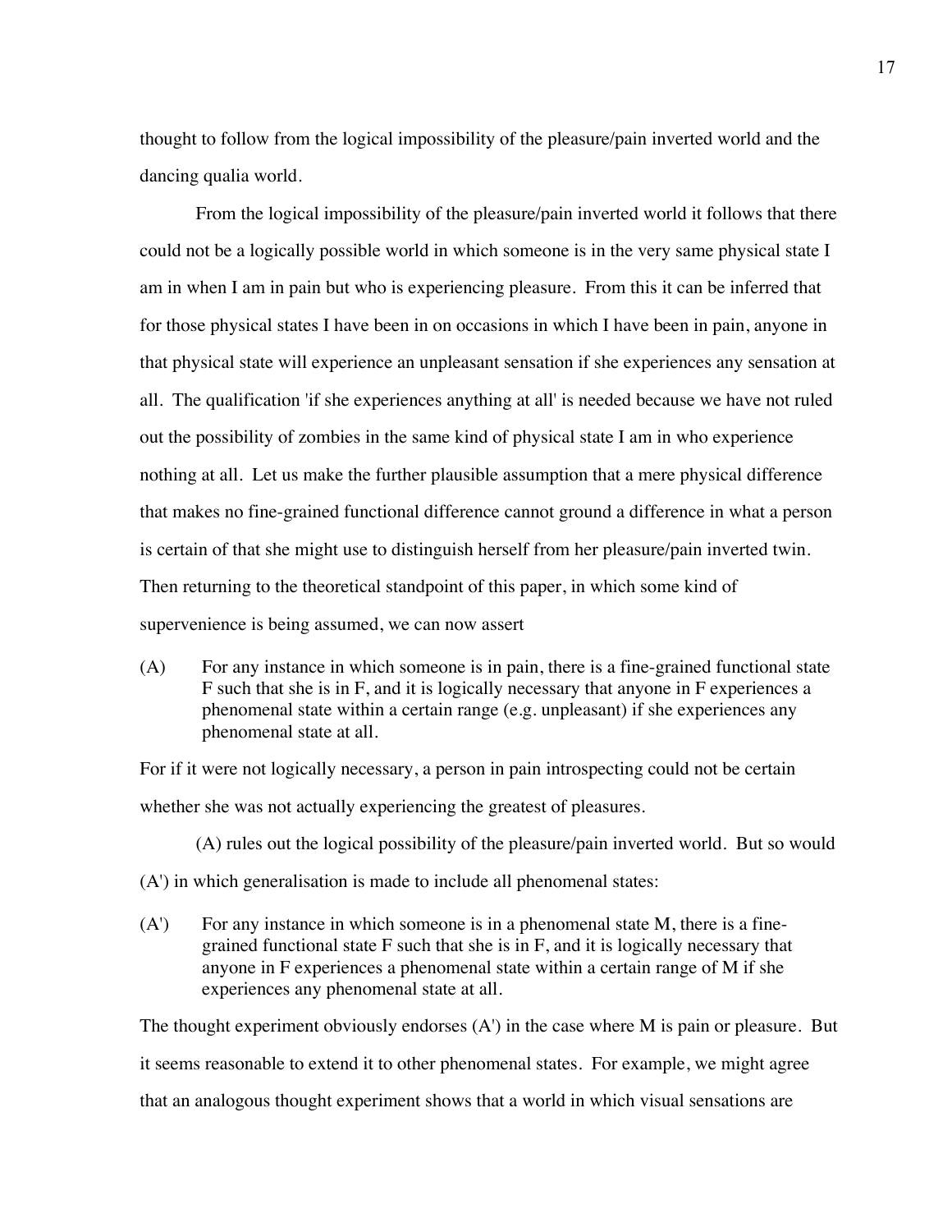thought to follow from the logical impossibility of the pleasure/pain inverted world and the dancing qualia world.

From the logical impossibility of the pleasure/pain inverted world it follows that there could not be a logically possible world in which someone is in the very same physical state I am in when I am in pain but who is experiencing pleasure. From this it can be inferred that for those physical states I have been in on occasions in which I have been in pain, anyone in that physical state will experience an unpleasant sensation if she experiences any sensation at all. The qualification 'if she experiences anything at all' is needed because we have not ruled out the possibility of zombies in the same kind of physical state I am in who experience nothing at all. Let us make the further plausible assumption that a mere physical difference that makes no fine-grained functional difference cannot ground a difference in what a person is certain of that she might use to distinguish herself from her pleasure/pain inverted twin. Then returning to the theoretical standpoint of this paper, in which some kind of supervenience is being assumed, we can now assert

(A) For any instance in which someone is in pain, there is a fine-grained functional state F such that she is in F, and it is logically necessary that anyone in F experiences a phenomenal state within a certain range (e.g. unpleasant) if she experiences any phenomenal state at all.

For if it were not logically necessary, a person in pain introspecting could not be certain whether she was not actually experiencing the greatest of pleasures.

(A) rules out the logical possibility of the pleasure/pain inverted world. But so would (A') in which generalisation is made to include all phenomenal states:

(A') For any instance in which someone is in a phenomenal state M, there is a fine-grained functional state F such that she is in F, and it is logically necessary that anyone in F experiences a phenomenal state within a certain range of M if she experiences any phenomenal state at all.

The thought experiment obviously endorses (A') in the case where M is pain or pleasure. But it seems reasonable to extend it to other phenomenal states. For example, we might agree that an analogous thought experiment shows that a world in which visual sensations are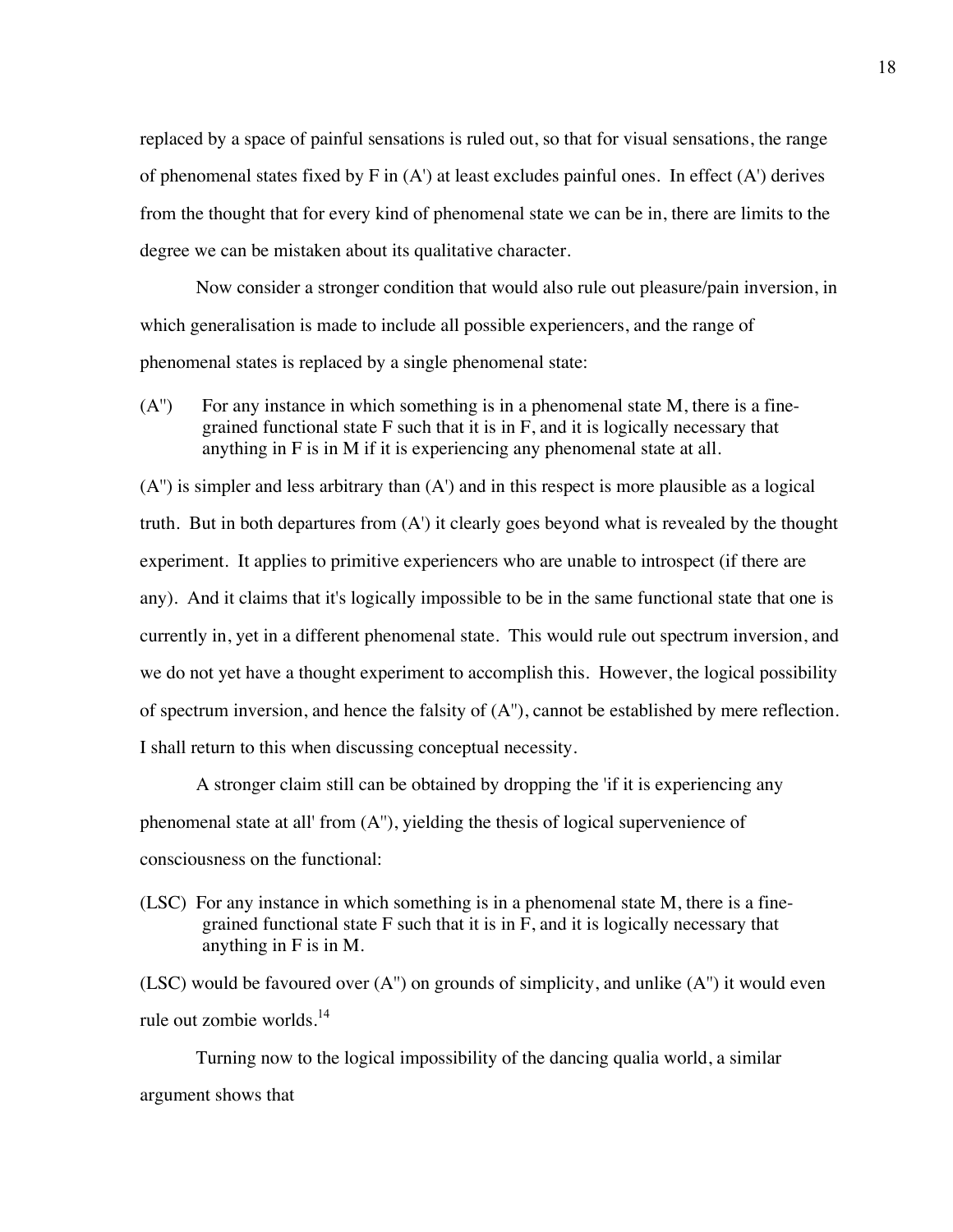replaced by a space of painful sensations is ruled out, so that for visual sensations, the range of phenomenal states fixed by F in (A') at least excludes painful ones. In effect (A') derives from the thought that for every kind of phenomenal state we can be in, there are limits to the degree we can be mistaken about its qualitative character.

Now consider a stronger condition that would also rule out pleasure/pain inversion, in which generalisation is made to include all possible experiencers, and the range of phenomenal states is replaced by a single phenomenal state:

(A'') For any instance in which something is in a phenomenal state M, there is a fine-grained functional state F such that it is in F, and it is logically necessary that anything in F is in M if it is experiencing any phenomenal state at all.

(A'') is simpler and less arbitrary than (A') and in this respect is more plausible as a logical truth. But in both departures from (A') it clearly goes beyond what is revealed by the thought experiment. It applies to primitive experiencers who are unable to introspect (if there are any). And it claims that it's logically impossible to be in the same functional state that one is currently in, yet in a different phenomenal state. This would rule out spectrum inversion, and we do not yet have a thought experiment to accomplish this. However, the logical possibility of spectrum inversion, and hence the falsity of (A''), cannot be established by mere reflection. I shall return to this when discussing conceptual necessity.

A stronger claim still can be obtained by dropping the 'if it is experiencing any phenomenal state at all' from (A''), yielding the thesis of logical supervenience of consciousness on the functional:

(LSC) For any instance in which something is in a phenomenal state M, there is a fine-grained functional state F such that it is in F, and it is logically necessary that anything in F is in M.

(LSC) would be favoured over (A'') on grounds of simplicity, and unlike (A'') it would even rule out zombie worlds.[14]

Turning now to the logical impossibility of the dancing qualia world, a similar argument shows that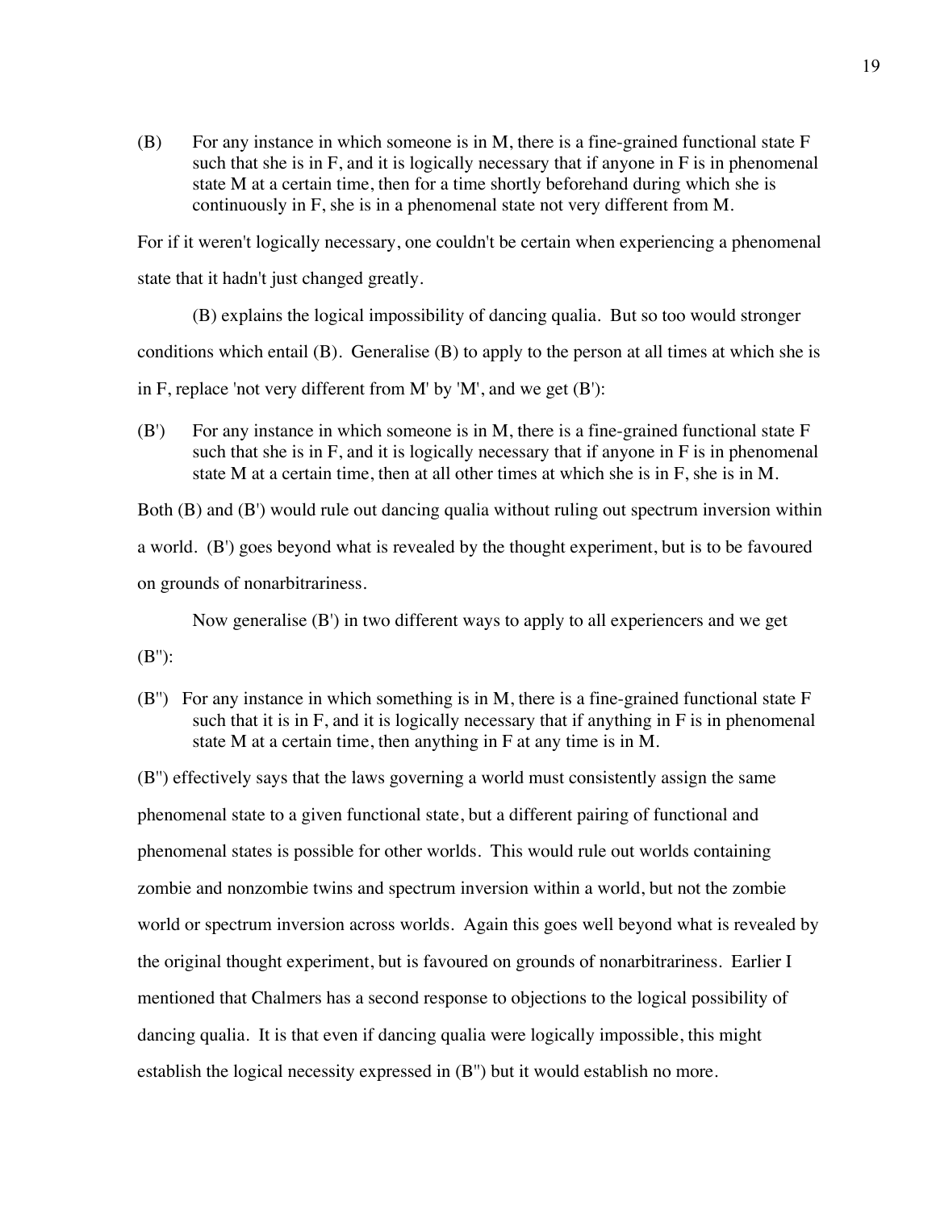(B) For any instance in which someone is in M, there is a fine-grained functional state F such that she is in F, and it is logically necessary that if anyone in F is in phenomenal state M at a certain time, then for a time shortly beforehand during which she is continuously in F, she is in a phenomenal state not very different from M.

For if it weren't logically necessary, one couldn't be certain when experiencing a phenomenal state that it hadn't just changed greatly.

(B) explains the logical impossibility of dancing qualia. But so too would stronger conditions which entail (B). Generalise (B) to apply to the person at all times at which she is in F, replace 'not very different from M' by 'M', and we get (B'):

(B') For any instance in which someone is in M, there is a fine-grained functional state F such that she is in F, and it is logically necessary that if anyone in F is in phenomenal state M at a certain time, then at all other times at which she is in F, she is in M.

Both (B) and (B') would rule out dancing qualia without ruling out spectrum inversion within a world. (B') goes beyond what is revealed by the thought experiment, but is to be favoured on grounds of nonarbitrariness.

Now generalise (B') in two different ways to apply to all experiencers and we get (B''):

(B'') For any instance in which something is in M, there is a fine-grained functional state F such that it is in F, and it is logically necessary that if anything in F is in phenomenal state M at a certain time, then anything in F at any time is in M.

(B'') effectively says that the laws governing a world must consistently assign the same phenomenal state to a given functional state, but a different pairing of functional and phenomenal states is possible for other worlds. This would rule out worlds containing zombie and nonzombie twins and spectrum inversion within a world, but not the zombie world or spectrum inversion across worlds. Again this goes well beyond what is revealed by the original thought experiment, but is favoured on grounds of nonarbitrariness. Earlier I mentioned that Chalmers has a second response to objections to the logical possibility of dancing qualia. It is that even if dancing qualia were logically impossible, this might establish the logical necessity expressed in (B'') but it would establish no more.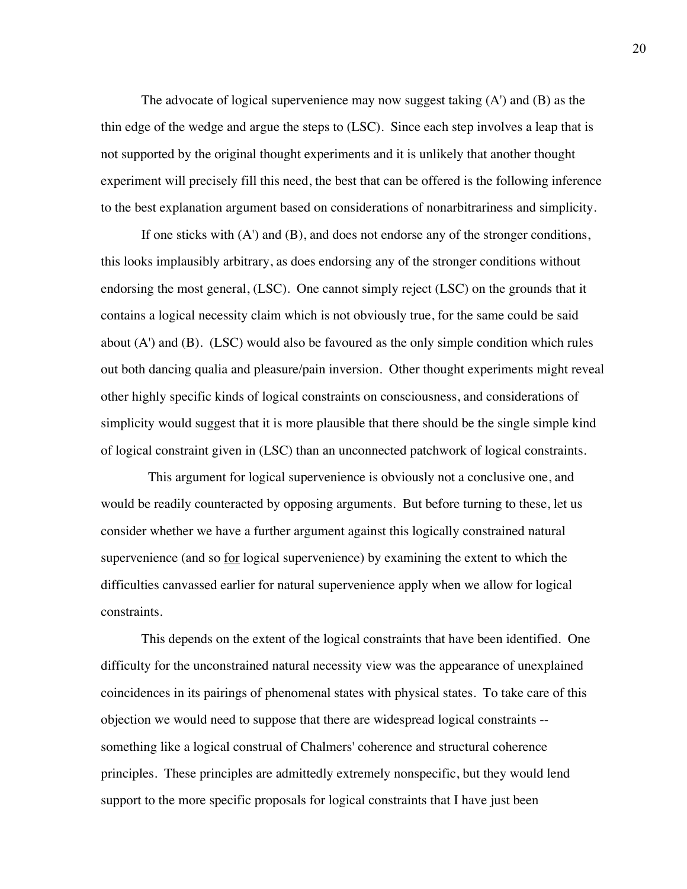The advocate of logical supervenience may now suggest taking (A') and (B) as the thin edge of the wedge and argue the steps to (LSC). Since each step involves a leap that is not supported by the original thought experiments and it is unlikely that another thought experiment will precisely fill this need, the best that can be offered is the following inference to the best explanation argument based on considerations of nonarbitrariness and simplicity.

If one sticks with (A') and (B), and does not endorse any of the stronger conditions, this looks implausibly arbitrary, as does endorsing any of the stronger conditions without endorsing the most general, (LSC). One cannot simply reject (LSC) on the grounds that it contains a logical necessity claim which is not obviously true, for the same could be said about (A') and (B). (LSC) would also be favoured as the only simple condition which rules out both dancing qualia and pleasure/pain inversion. Other thought experiments might reveal other highly specific kinds of logical constraints on consciousness, and considerations of simplicity would suggest that it is more plausible that there should be the single simple kind of logical constraint given in (LSC) than an unconnected patchwork of logical constraints.

This argument for logical supervenience is obviously not a conclusive one, and would be readily counteracted by opposing arguments. But before turning to these, let us consider whether we have a further argument against this logically constrained natural supervenience (and so <u>for</u> logical supervenience) by examining the extent to which the difficulties canvassed earlier for natural supervenience apply when we allow for logical constraints.

This depends on the extent of the logical constraints that have been identified. One difficulty for the unconstrained natural necessity view was the appearance of unexplained coincidences in its pairings of phenomenal states with physical states. To take care of this objection we would need to suppose that there are widespread logical constraints -- something like a logical construal of Chalmers' coherence and structural coherence principles. These principles are admittedly extremely nonspecific, but they would lend support to the more specific proposals for logical constraints that I have just been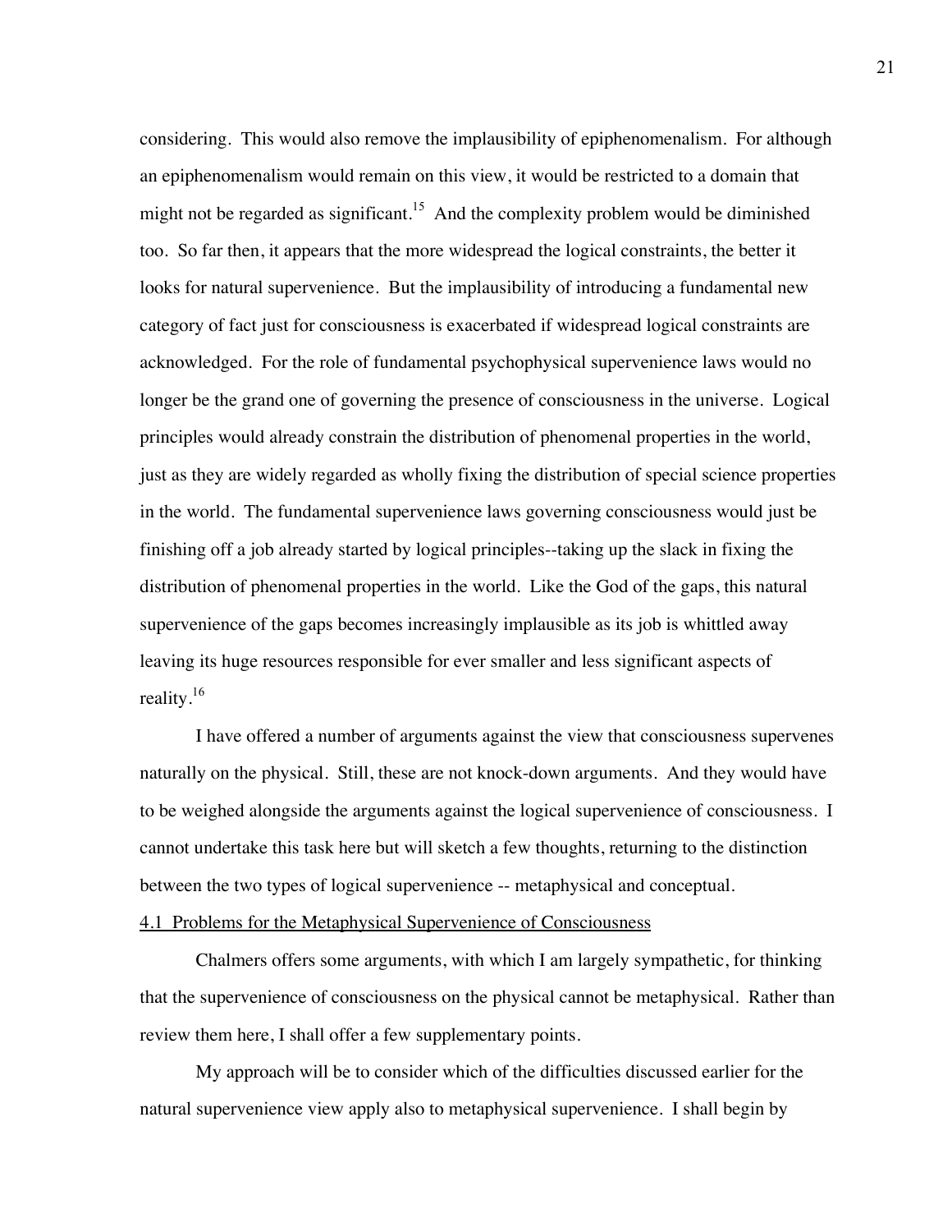considering. This would also remove the implausibility of epiphenomenalism. For although an epiphenomenalism would remain on this view, it would be restricted to a domain that might not be regarded as significant.[15] And the complexity problem would be diminished too. So far then, it appears that the more widespread the logical constraints, the better it looks for natural supervenience. But the implausibility of introducing a fundamental new category of fact just for consciousness is exacerbated if widespread logical constraints are acknowledged. For the role of fundamental psychophysical supervenience laws would no longer be the grand one of governing the presence of consciousness in the universe. Logical principles would already constrain the distribution of phenomenal properties in the world, just as they are widely regarded as wholly fixing the distribution of special science properties in the world. The fundamental supervenience laws governing consciousness would just be finishing off a job already started by logical principles--taking up the slack in fixing the distribution of phenomenal properties in the world. Like the God of the gaps, this natural supervenience of the gaps becomes increasingly implausible as its job is whittled away leaving its huge resources responsible for ever smaller and less significant aspects of reality.[16]

I have offered a number of arguments against the view that consciousness supervenes naturally on the physical. Still, these are not knock-down arguments. And they would have to be weighed alongside the arguments against the logical supervenience of consciousness. I cannot undertake this task here but will sketch a few thoughts, returning to the distinction between the two types of logical supervenience -- metaphysical and conceptual.

4.1 Problems for the Metaphysical Supervenience of Consciousness

Chalmers offers some arguments, with which I am largely sympathetic, for thinking that the supervenience of consciousness on the physical cannot be metaphysical. Rather than review them here, I shall offer a few supplementary points.

My approach will be to consider which of the difficulties discussed earlier for the natural supervenience view apply also to metaphysical supervenience. I shall begin by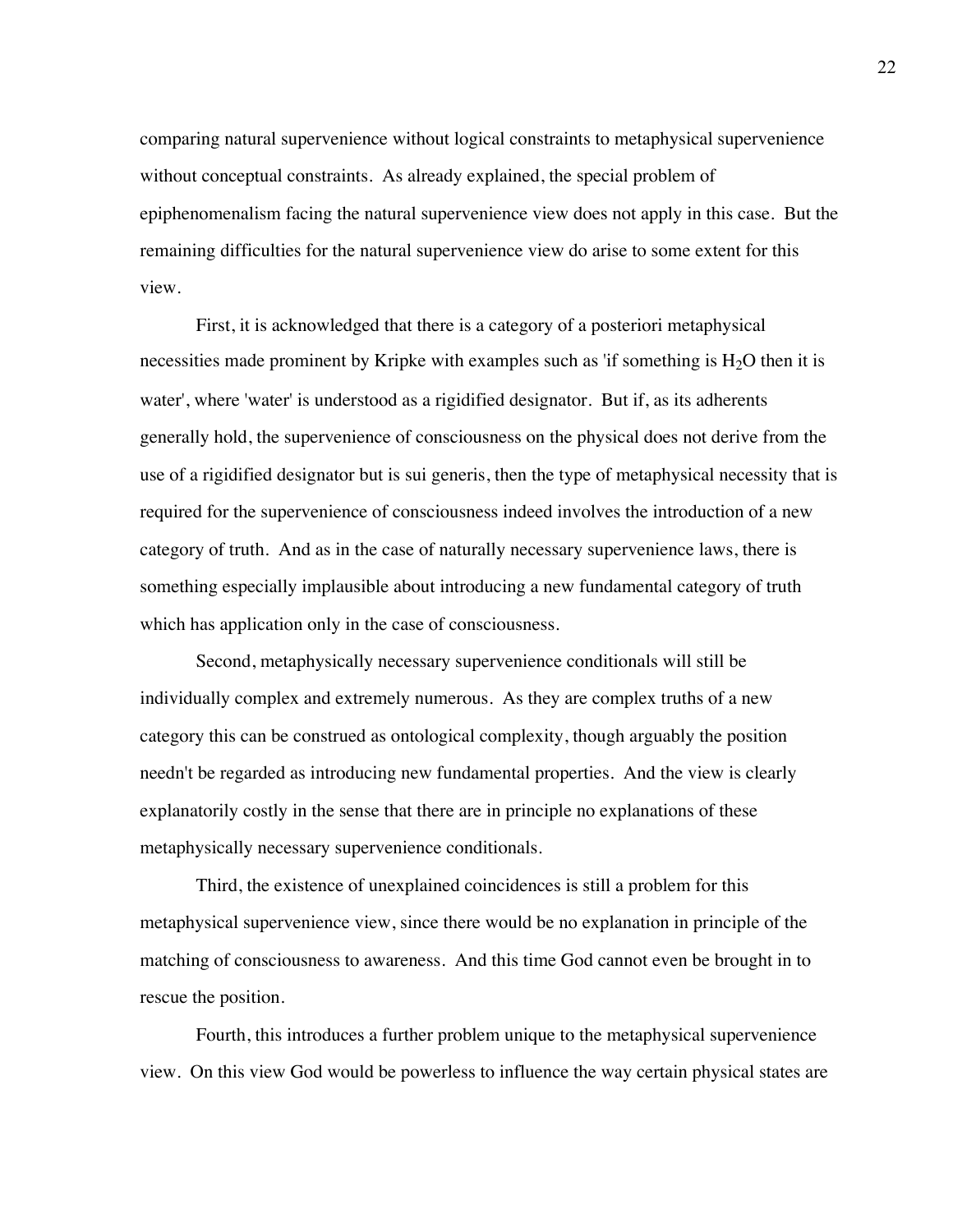comparing natural supervenience without logical constraints to metaphysical supervenience without conceptual constraints. As already explained, the special problem of epiphenomenalism facing the natural supervenience view does not apply in this case. But the remaining difficulties for the natural supervenience view do arise to some extent for this view.

First, it is acknowledged that there is a category of a posteriori metaphysical necessities made prominent by Kripke with examples such as 'if something is $H_2O$ then it is water', where 'water' is understood as a rigidified designator. But if, as its adherents generally hold, the supervenience of consciousness on the physical does not derive from the use of a rigidified designator but is sui generis, then the type of metaphysical necessity that is required for the supervenience of consciousness indeed involves the introduction of a new category of truth. And as in the case of naturally necessary supervenience laws, there is something especially implausible about introducing a new fundamental category of truth which has application only in the case of consciousness.

Second, metaphysically necessary supervenience conditionals will still be individually complex and extremely numerous. As they are complex truths of a new category this can be construed as ontological complexity, though arguably the position needn't be regarded as introducing new fundamental properties. And the view is clearly explanatorily costly in the sense that there are in principle no explanations of these metaphysically necessary supervenience conditionals.

Third, the existence of unexplained coincidences is still a problem for this metaphysical supervenience view, since there would be no explanation in principle of the matching of consciousness to awareness. And this time God cannot even be brought in to rescue the position.

Fourth, this introduces a further problem unique to the metaphysical supervenience view. On this view God would be powerless to influence the way certain physical states are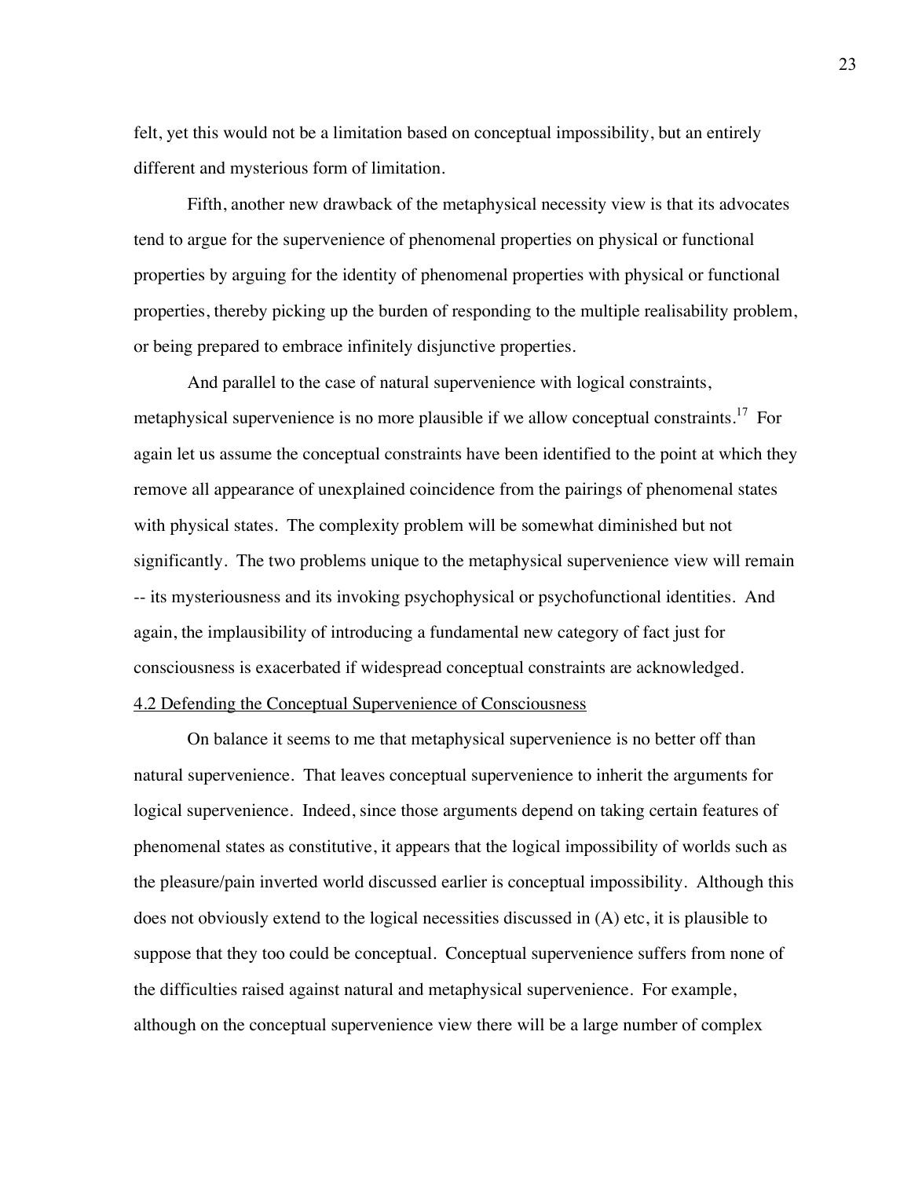felt, yet this would not be a limitation based on conceptual impossibility, but an entirely different and mysterious form of limitation.

Fifth, another new drawback of the metaphysical necessity view is that its advocates tend to argue for the supervenience of phenomenal properties on physical or functional properties by arguing for the identity of phenomenal properties with physical or functional properties, thereby picking up the burden of responding to the multiple realisability problem, or being prepared to embrace infinitely disjunctive properties.

And parallel to the case of natural supervenience with logical constraints, metaphysical supervenience is no more plausible if we allow conceptual constraints.[17] For again let us assume the conceptual constraints have been identified to the point at which they remove all appearance of unexplained coincidence from the pairings of phenomenal states with physical states. The complexity problem will be somewhat diminished but not significantly. The two problems unique to the metaphysical supervenience view will remain -- its mysteriousness and its invoking psychophysical or psychofunctional identities. And again, the implausibility of introducing a fundamental new category of fact just for consciousness is exacerbated if widespread conceptual constraints are acknowledged.

### 4.2 Defending the Conceptual Supervenience of Consciousness

On balance it seems to me that metaphysical supervenience is no better off than natural supervenience. That leaves conceptual supervenience to inherit the arguments for logical supervenience. Indeed, since those arguments depend on taking certain features of phenomenal states as constitutive, it appears that the logical impossibility of worlds such as the pleasure/pain inverted world discussed earlier is conceptual impossibility. Although this does not obviously extend to the logical necessities discussed in (A) etc, it is plausible to suppose that they too could be conceptual. Conceptual supervenience suffers from none of the difficulties raised against natural and metaphysical supervenience. For example, although on the conceptual supervenience view there will be a large number of complex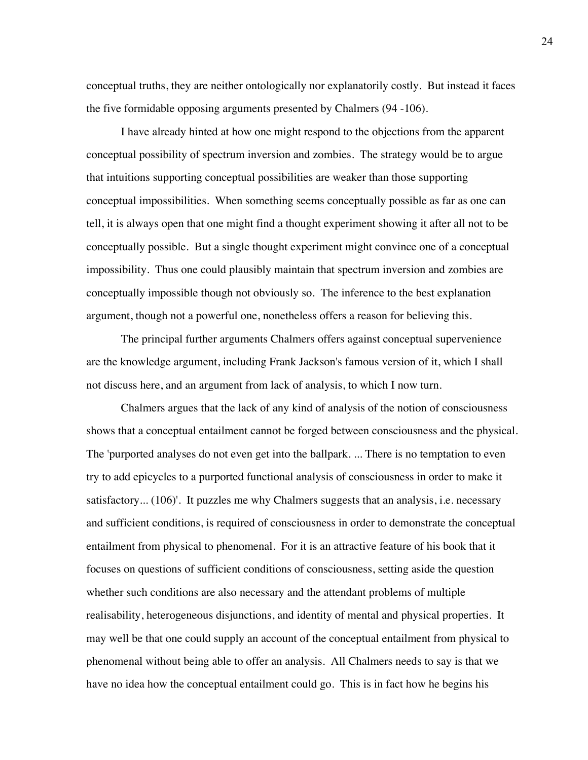conceptual truths, they are neither ontologically nor explanatorily costly. But instead it faces the five formidable opposing arguments presented by Chalmers (94 -106).

I have already hinted at how one might respond to the objections from the apparent conceptual possibility of spectrum inversion and zombies. The strategy would be to argue that intuitions supporting conceptual possibilities are weaker than those supporting conceptual impossibilities. When something seems conceptually possible as far as one can tell, it is always open that one might find a thought experiment showing it after all not to be conceptually possible. But a single thought experiment might convince one of a conceptual impossibility. Thus one could plausibly maintain that spectrum inversion and zombies are conceptually impossible though not obviously so. The inference to the best explanation argument, though not a powerful one, nonetheless offers a reason for believing this.

The principal further arguments Chalmers offers against conceptual supervenience are the knowledge argument, including Frank Jackson's famous version of it, which I shall not discuss here, and an argument from lack of analysis, to which I now turn.

Chalmers argues that the lack of any kind of analysis of the notion of consciousness shows that a conceptual entailment cannot be forged between consciousness and the physical. The 'purported analyses do not even get into the ballpark. ... There is no temptation to even try to add epicycles to a purported functional analysis of consciousness in order to make it satisfactory... (106)'. It puzzles me why Chalmers suggests that an analysis, i.e. necessary and sufficient conditions, is required of consciousness in order to demonstrate the conceptual entailment from physical to phenomenal. For it is an attractive feature of his book that it focuses on questions of sufficient conditions of consciousness, setting aside the question whether such conditions are also necessary and the attendant problems of multiple realisability, heterogeneous disjunctions, and identity of mental and physical properties. It may well be that one could supply an account of the conceptual entailment from physical to phenomenal without being able to offer an analysis. All Chalmers needs to say is that we have no idea how the conceptual entailment could go. This is in fact how he begins his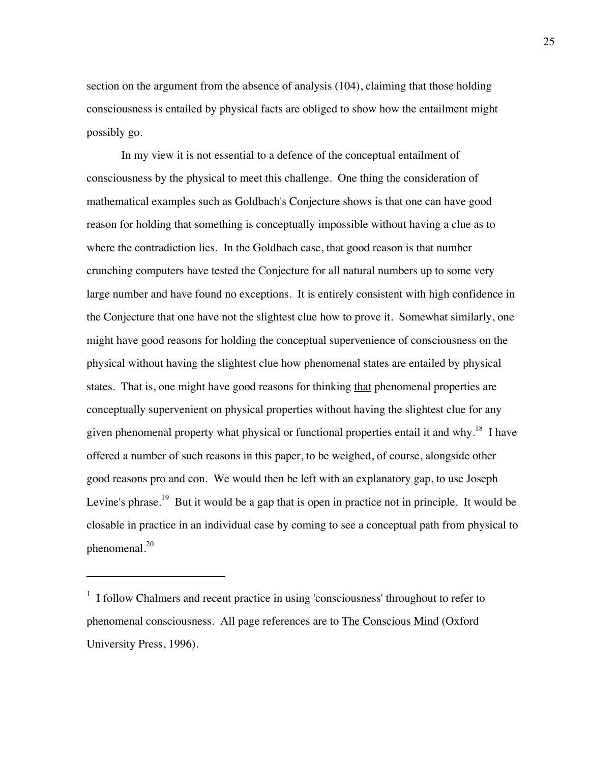section on the argument from the absence of analysis (104), claiming that those holding consciousness is entailed by physical facts are obliged to show how the entailment might possibly go.

In my view it is not essential to a defence of the conceptual entailment of consciousness by the physical to meet this challenge. One thing the consideration of mathematical examples such as Goldbach's Conjecture shows is that one can have good reason for holding that something is conceptually impossible without having a clue as to where the contradiction lies. In the Goldbach case, that good reason is that number crunching computers have tested the Conjecture for all natural numbers up to some very large number and have found no exceptions. It is entirely consistent with high confidence in the Conjecture that one have not the slightest clue how to prove it. Somewhat similarly, one might have good reasons for holding the conceptual supervenience of consciousness on the physical without having the slightest clue how phenomenal states are entailed by physical states. That is, one might have good reasons for thinking _that_ phenomenal properties are conceptually supervenient on physical properties without having the slightest clue for any given phenomenal property what physical or functional properties entail it and why.[18] I have offered a number of such reasons in this paper, to be weighed, of course, alongside other good reasons pro and con. We would then be left with an explanatory gap, to use Joseph Levine's phrase.[19] But it would be a gap that is open in practice not in principle. It would be closable in practice in an individual case by coming to see a conceptual path from physical to phenomenal.[20]

---

[1] I follow Chalmers and recent practice in using 'consciousness' throughout to refer to phenomenal consciousness. All page references are to _The Conscious Mind_ (Oxford University Press, 1996).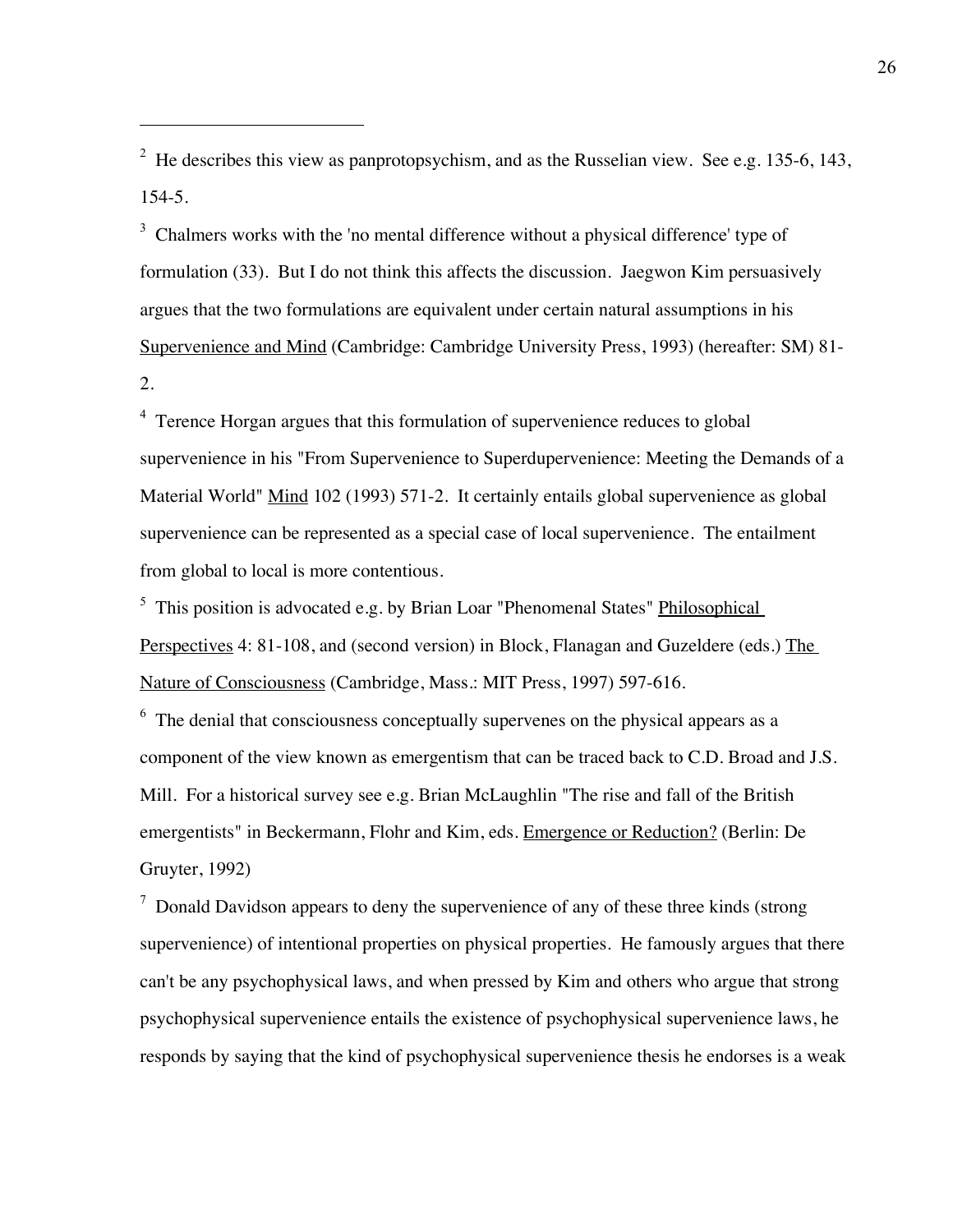---

[2] He describes this view as panprotopsychism, and as the Russelian view. See e.g. 135-6, 143, 154-5.

[3] Chalmers works with the 'no mental difference without a physical difference' type of formulation (33). But I do not think this affects the discussion. Jaegwon Kim persuasively argues that the two formulations are equivalent under certain natural assumptions in his <u>Supervenience and Mind</u> (Cambridge: Cambridge University Press, 1993) (hereafter: SM) 81-2.

[4] Terence Horgan argues that this formulation of supervenience reduces to global supervenience in his "From Supervenience to Superdupervenience: Meeting the Demands of a Material World" <u>Mind</u> 102 (1993) 571-2. It certainly entails global supervenience as global supervenience can be represented as a special case of local supervenience. The entailment from global to local is more contentious.

[5] This position is advocated e.g. by Brian Loar "Phenomenal States" <u>Philosophical Perspectives</u> 4: 81-108, and (second version) in Block, Flanagan and Guzeldere (eds.) <u>The Nature of Consciousness</u> (Cambridge, Mass.: MIT Press, 1997) 597-616.

[6] The denial that consciousness conceptually supervenes on the physical appears as a component of the view known as emergentism that can be traced back to C.D. Broad and J.S. Mill. For a historical survey see e.g. Brian McLaughlin "The rise and fall of the British emergentists" in Beckermann, Flohr and Kim, eds. <u>Emergence or Reduction?</u> (Berlin: De Gruyter, 1992)

[7] Donald Davidson appears to deny the supervenience of any of these three kinds (strong supervenience) of intentional properties on physical properties. He famously argues that there can't be any psychophysical laws, and when pressed by Kim and others who argue that strong psychophysical supervenience entails the existence of psychophysical supervenience laws, he responds by saying that the kind of psychophysical supervenience thesis he endorses is a weak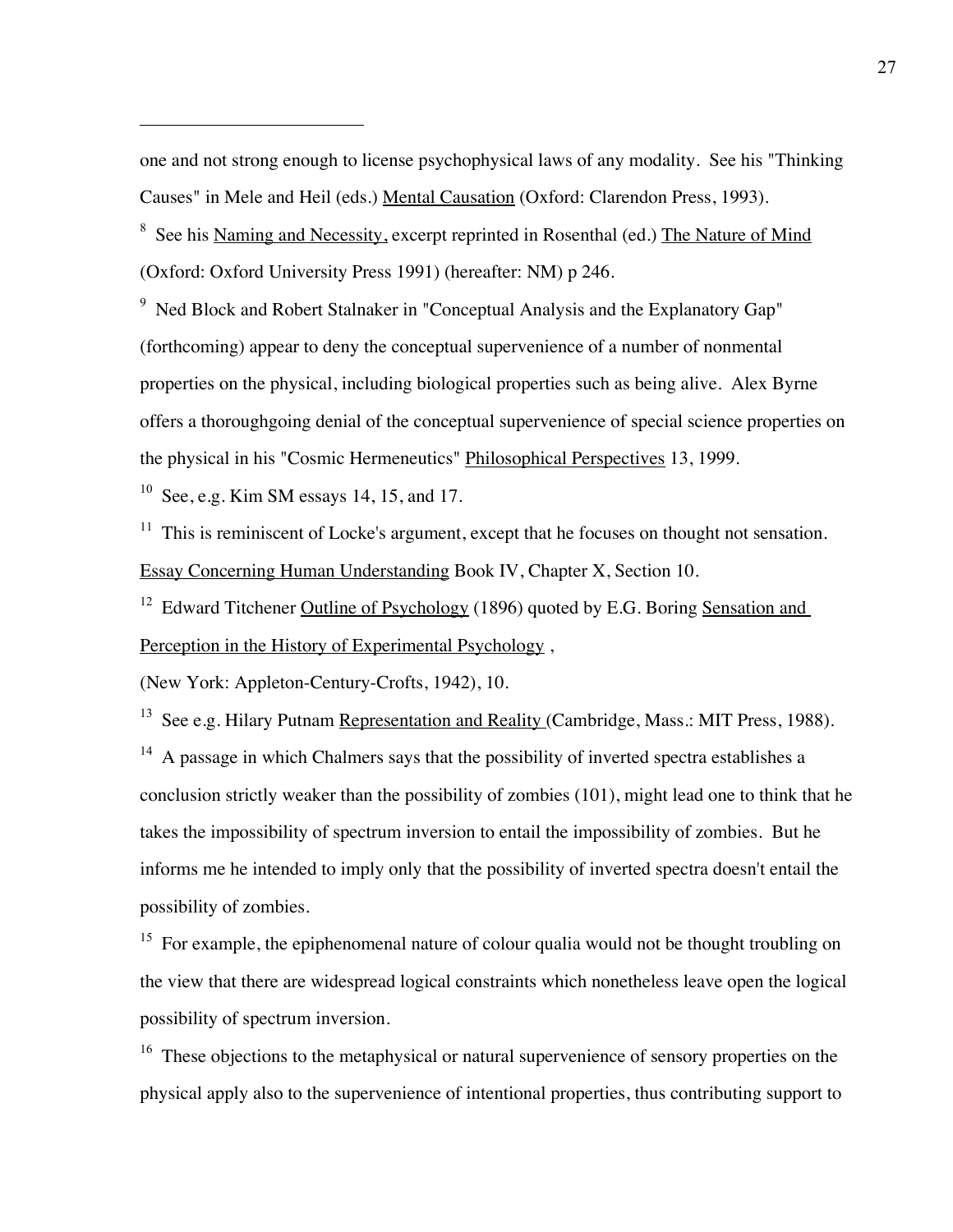one and not strong enough to license psychophysical laws of any modality. See his "Thinking Causes" in Mele and Heil (eds.) Mental Causation (Oxford: Clarendon Press, 1993).

[8] See his Naming and Necessity, excerpt reprinted in Rosenthal (ed.) The Nature of Mind (Oxford: Oxford University Press 1991) (hereafter: NM) p 246.

[9] Ned Block and Robert Stalnaker in "Conceptual Analysis and the Explanatory Gap" (forthcoming) appear to deny the conceptual supervenience of a number of nonmental properties on the physical, including biological properties such as being alive. Alex Byrne offers a thoroughgoing denial of the conceptual supervenience of special science properties on the physical in his "Cosmic Hermeneutics" Philosophical Perspectives 13, 1999.

[10] See, e.g. Kim SM essays 14, 15, and 17.

[11] This is reminiscent of Locke's argument, except that he focuses on thought not sensation. Essay Concerning Human Understanding Book IV, Chapter X, Section 10.

[12] Edward Titchener Outline of Psychology (1896) quoted by E.G. Boring Sensation and Perception in the History of Experimental Psychology ,

(New York: Appleton-Century-Crofts, 1942), 10.

[13] See e.g. Hilary Putnam Representation and Reality (Cambridge, Mass.: MIT Press, 1988).

[14] A passage in which Chalmers says that the possibility of inverted spectra establishes a conclusion strictly weaker than the possibility of zombies (101), might lead one to think that he takes the impossibility of spectrum inversion to entail the impossibility of zombies. But he informs me he intended to imply only that the possibility of inverted spectra doesn't entail the possibility of zombies.

[15] For example, the epiphenomenal nature of colour qualia would not be thought troubling on the view that there are widespread logical constraints which nonetheless leave open the logical possibility of spectrum inversion.

[16] These objections to the metaphysical or natural supervenience of sensory properties on the physical apply also to the supervenience of intentional properties, thus contributing support to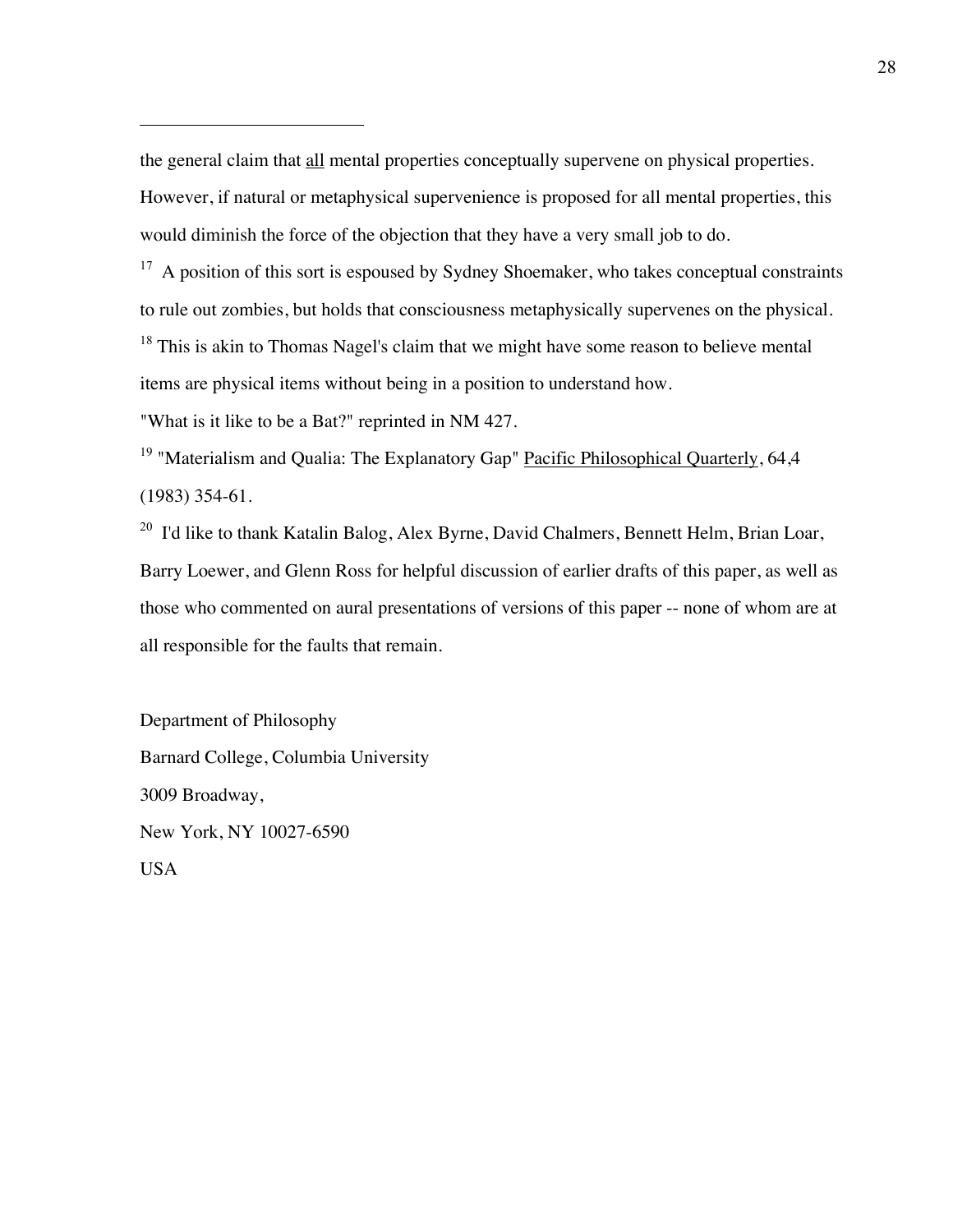---

the general claim that <u>all</u> mental properties conceptually supervene on physical properties. However, if natural or metaphysical supervenience is proposed for all mental properties, this would diminish the force of the objection that they have a very small job to do.

[17] A position of this sort is espoused by Sydney Shoemaker, who takes conceptual constraints to rule out zombies, but holds that consciousness metaphysically supervenes on the physical.

[18] This is akin to Thomas Nagel's claim that we might have some reason to believe mental items are physical items without being in a position to understand how.

"What is it like to be a Bat?" reprinted in NM 427.

[19] "Materialism and Qualia: The Explanatory Gap" <u>Pacific Philosophical Quarterly</u>, 64,4 (1983) 354-61.

[20] I'd like to thank Katalin Balog, Alex Byrne, David Chalmers, Bennett Helm, Brian Loar, Barry Loewer, and Glenn Ross for helpful discussion of earlier drafts of this paper, as well as those who commented on aural presentations of versions of this paper -- none of whom are at all responsible for the faults that remain.

Department of Philosophy

Barnard College, Columbia University

3009 Broadway,

New York, NY 10027-6590

USA